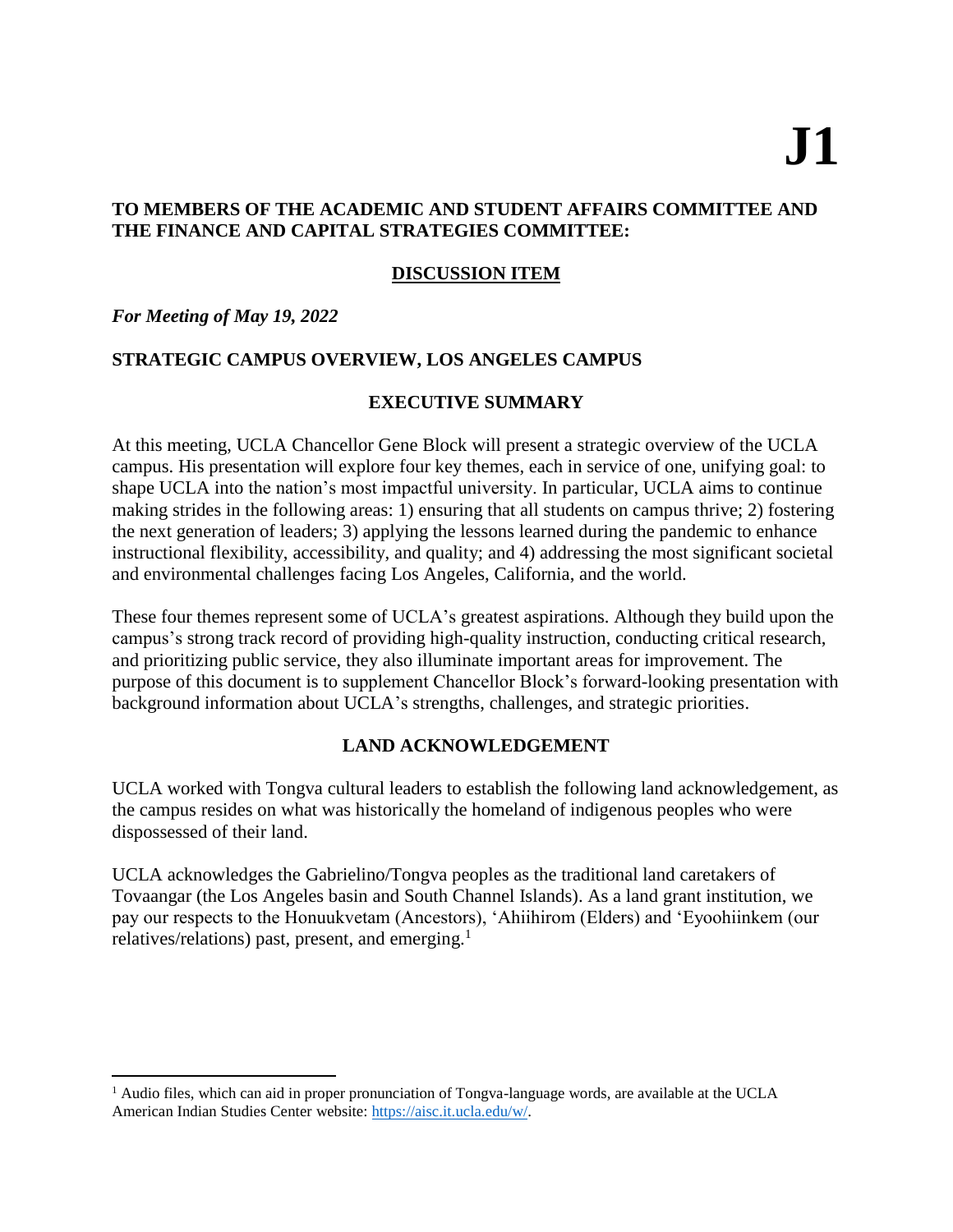# J1

**TO MEMBERS OF THE ACADEMIC AND STUDENT AFFAIRS COMMITTEE AND THE FINANCE AND CAPITAL STRATEGIES COMMITTEE:**

## DISCUSSION ITEM

***For Meeting of May 19, 2022***

## STRATEGIC CAMPUS OVERVIEW, LOS ANGELES CAMPUS

### EXECUTIVE SUMMARY

At this meeting, UCLA Chancellor Gene Block will present a strategic overview of the UCLA campus. His presentation will explore four key themes, each in service of one, unifying goal: to shape UCLA into the nation's most impactful university. In particular, UCLA aims to continue making strides in the following areas: 1) ensuring that all students on campus thrive; 2) fostering the next generation of leaders; 3) applying the lessons learned during the pandemic to enhance instructional flexibility, accessibility, and quality; and 4) addressing the most significant societal and environmental challenges facing Los Angeles, California, and the world.

These four themes represent some of UCLA's greatest aspirations. Although they build upon the campus's strong track record of providing high-quality instruction, conducting critical research, and prioritizing public service, they also illuminate important areas for improvement. The purpose of this document is to supplement Chancellor Block's forward-looking presentation with background information about UCLA's strengths, challenges, and strategic priorities.

### LAND ACKNOWLEDGEMENT

UCLA worked with Tongva cultural leaders to establish the following land acknowledgement, as the campus resides on what was historically the homeland of indigenous peoples who were dispossessed of their land.

UCLA acknowledges the Gabrielino/Tongva peoples as the traditional land caretakers of Tovaangar (the Los Angeles basin and South Channel Islands). As a land grant institution, we pay our respects to the Honuukvetam (Ancestors), 'Ahiihirom (Elders) and 'Eyoohiinkem (our relatives/relations) past, present, and emerging.[1]

---

[1] Audio files, which can aid in proper pronunciation of Tongva-language words, are available at the UCLA American Indian Studies Center website: https://aisc.it.ucla.edu/w/.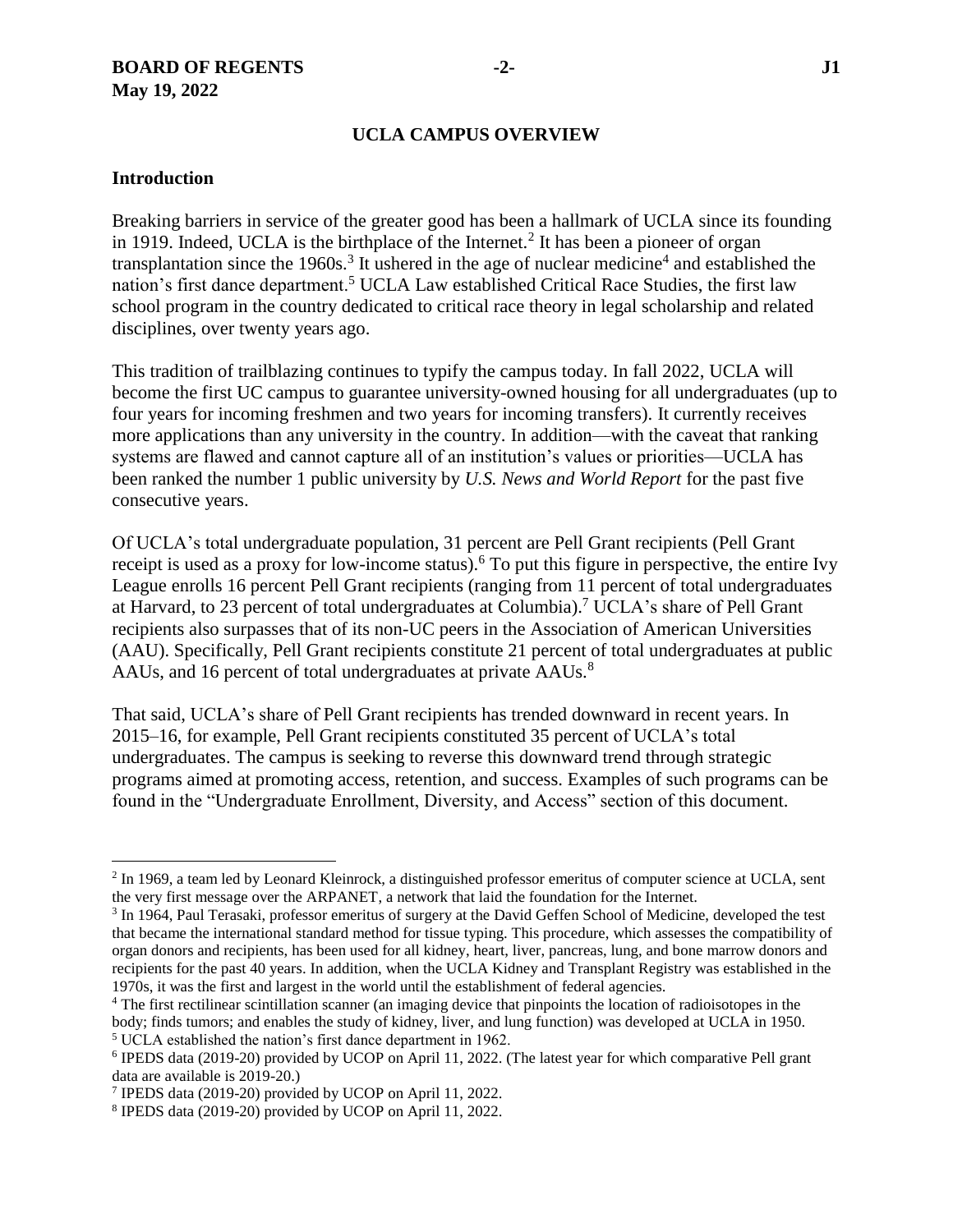## UCLA CAMPUS OVERVIEW

### Introduction

Breaking barriers in service of the greater good has been a hallmark of UCLA since its founding in 1919. Indeed, UCLA is the birthplace of the Internet.[2] It has been a pioneer of organ transplantation since the 1960s.[3] It ushered in the age of nuclear medicine[4] and established the nation's first dance department.[5] UCLA Law established Critical Race Studies, the first law school program in the country dedicated to critical race theory in legal scholarship and related disciplines, over twenty years ago.

This tradition of trailblazing continues to typify the campus today. In fall 2022, UCLA will become the first UC campus to guarantee university-owned housing for all undergraduates (up to four years for incoming freshmen and two years for incoming transfers). It currently receives more applications than any university in the country. In addition—with the caveat that ranking systems are flawed and cannot capture all of an institution's values or priorities—UCLA has been ranked the number 1 public university by *U.S. News and World Report* for the past five consecutive years.

Of UCLA's total undergraduate population, 31 percent are Pell Grant recipients (Pell Grant receipt is used as a proxy for low-income status).[6] To put this figure in perspective, the entire Ivy League enrolls 16 percent Pell Grant recipients (ranging from 11 percent of total undergraduates at Harvard, to 23 percent of total undergraduates at Columbia).[7] UCLA's share of Pell Grant recipients also surpasses that of its non-UC peers in the Association of American Universities (AAU). Specifically, Pell Grant recipients constitute 21 percent of total undergraduates at public AAUs, and 16 percent of total undergraduates at private AAUs.[8]

That said, UCLA's share of Pell Grant recipients has trended downward in recent years. In 2015–16, for example, Pell Grant recipients constituted 35 percent of UCLA's total undergraduates. The campus is seeking to reverse this downward trend through strategic programs aimed at promoting access, retention, and success. Examples of such programs can be found in the "Undergraduate Enrollment, Diversity, and Access" section of this document.

---

[2] In 1969, a team led by Leonard Kleinrock, a distinguished professor emeritus of computer science at UCLA, sent the very first message over the ARPANET, a network that laid the foundation for the Internet.

[3] In 1964, Paul Terasaki, professor emeritus of surgery at the David Geffen School of Medicine, developed the test that became the international standard method for tissue typing. This procedure, which assesses the compatibility of organ donors and recipients, has been used for all kidney, heart, liver, pancreas, lung, and bone marrow donors and recipients for the past 40 years. In addition, when the UCLA Kidney and Transplant Registry was established in the 1970s, it was the first and largest in the world until the establishment of federal agencies.

[4] The first rectilinear scintillation scanner (an imaging device that pinpoints the location of radioisotopes in the body; finds tumors; and enables the study of kidney, liver, and lung function) was developed at UCLA in 1950.

[5] UCLA established the nation's first dance department in 1962.

[6] IPEDS data (2019-20) provided by UCOP on April 11, 2022. (The latest year for which comparative Pell grant data are available is 2019-20.)

[7] IPEDS data (2019-20) provided by UCOP on April 11, 2022.

[8] IPEDS data (2019-20) provided by UCOP on April 11, 2022.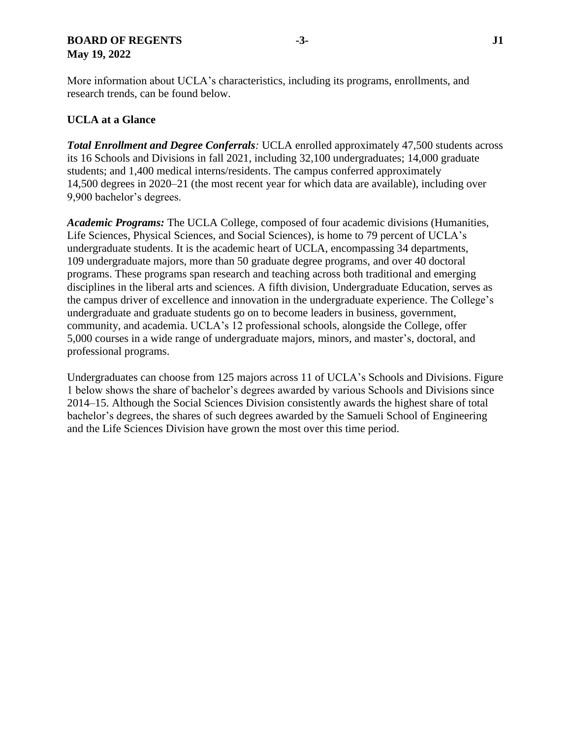More information about UCLA's characteristics, including its programs, enrollments, and research trends, can be found below.

## UCLA at a Glance

***Total Enrollment and Degree Conferrals**:* UCLA enrolled approximately 47,500 students across its 16 Schools and Divisions in fall 2021, including 32,100 undergraduates; 14,000 graduate students; and 1,400 medical interns/residents. The campus conferred approximately 14,500 degrees in 2020–21 (the most recent year for which data are available), including over 9,900 bachelor's degrees.

***Academic Programs:*** The UCLA College, composed of four academic divisions (Humanities, Life Sciences, Physical Sciences, and Social Sciences), is home to 79 percent of UCLA's undergraduate students. It is the academic heart of UCLA, encompassing 34 departments, 109 undergraduate majors, more than 50 graduate degree programs, and over 40 doctoral programs. These programs span research and teaching across both traditional and emerging disciplines in the liberal arts and sciences. A fifth division, Undergraduate Education, serves as the campus driver of excellence and innovation in the undergraduate experience. The College's undergraduate and graduate students go on to become leaders in business, government, community, and academia. UCLA's 12 professional schools, alongside the College, offer 5,000 courses in a wide range of undergraduate majors, minors, and master's, doctoral, and professional programs.

Undergraduates can choose from 125 majors across 11 of UCLA's Schools and Divisions. Figure 1 below shows the share of bachelor's degrees awarded by various Schools and Divisions since 2014–15. Although the Social Sciences Division consistently awards the highest share of total bachelor's degrees, the shares of such degrees awarded by the Samueli School of Engineering and the Life Sciences Division have grown the most over this time period.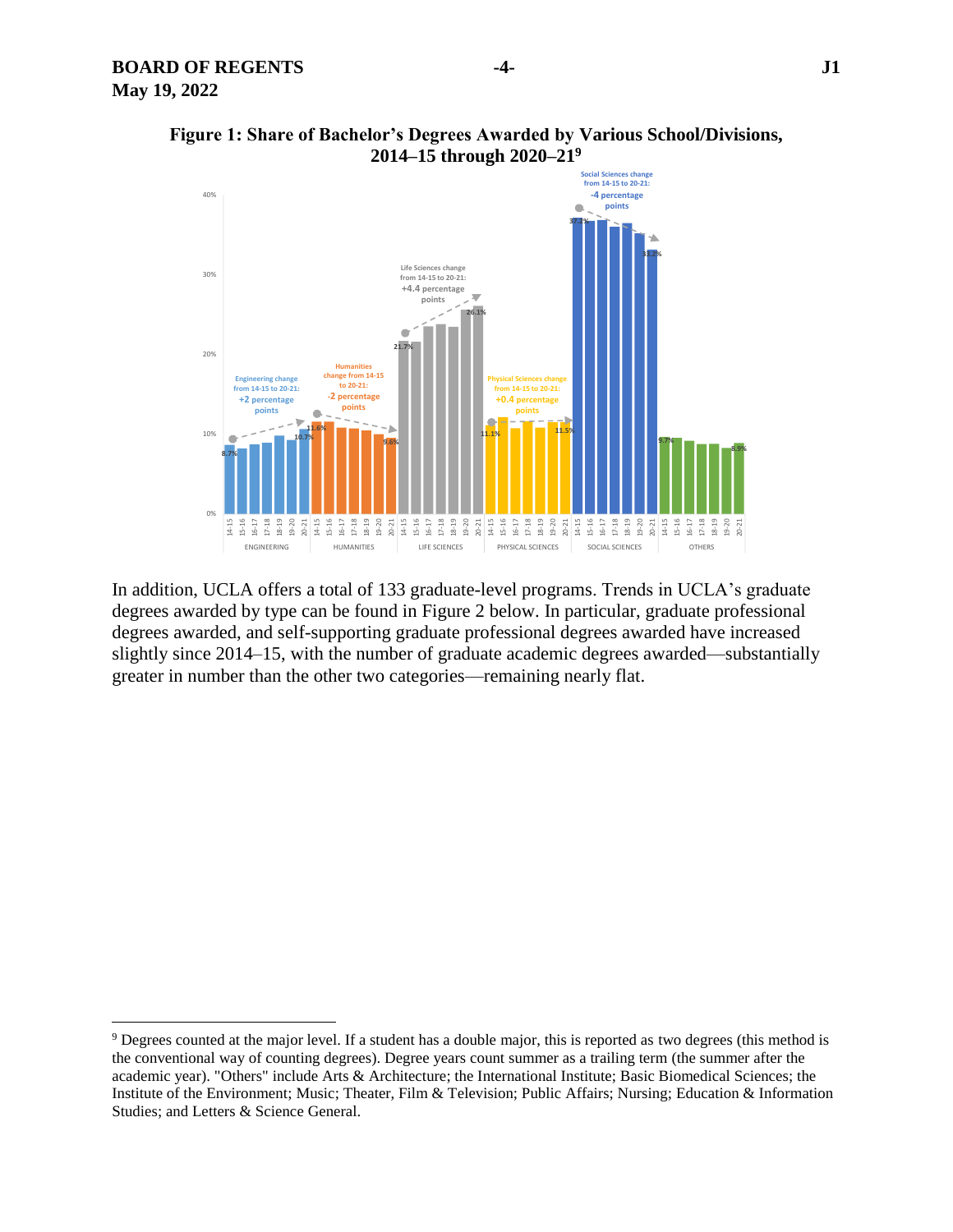**Figure 1: Share of Bachelor's Degrees Awarded by Various School/Divisions, 2014–15 through 2020–21**[9]

In addition, UCLA offers a total of 133 graduate-level programs. Trends in UCLA's graduate degrees awarded by type can be found in Figure 2 below. In particular, graduate professional degrees awarded, and self-supporting graduate professional degrees awarded have increased slightly since 2014–15, with the number of graduate academic degrees awarded—substantially greater in number than the other two categories—remaining nearly flat.

---

[9] Degrees counted at the major level. If a student has a double major, this is reported as two degrees (this method is the conventional way of counting degrees). Degree years count summer as a trailing term (the summer after the academic year). "Others" include Arts & Architecture; the International Institute; Basic Biomedical Sciences; the Institute of the Environment; Music; Theater, Film & Television; Public Affairs; Nursing; Education & Information Studies; and Letters & Science General.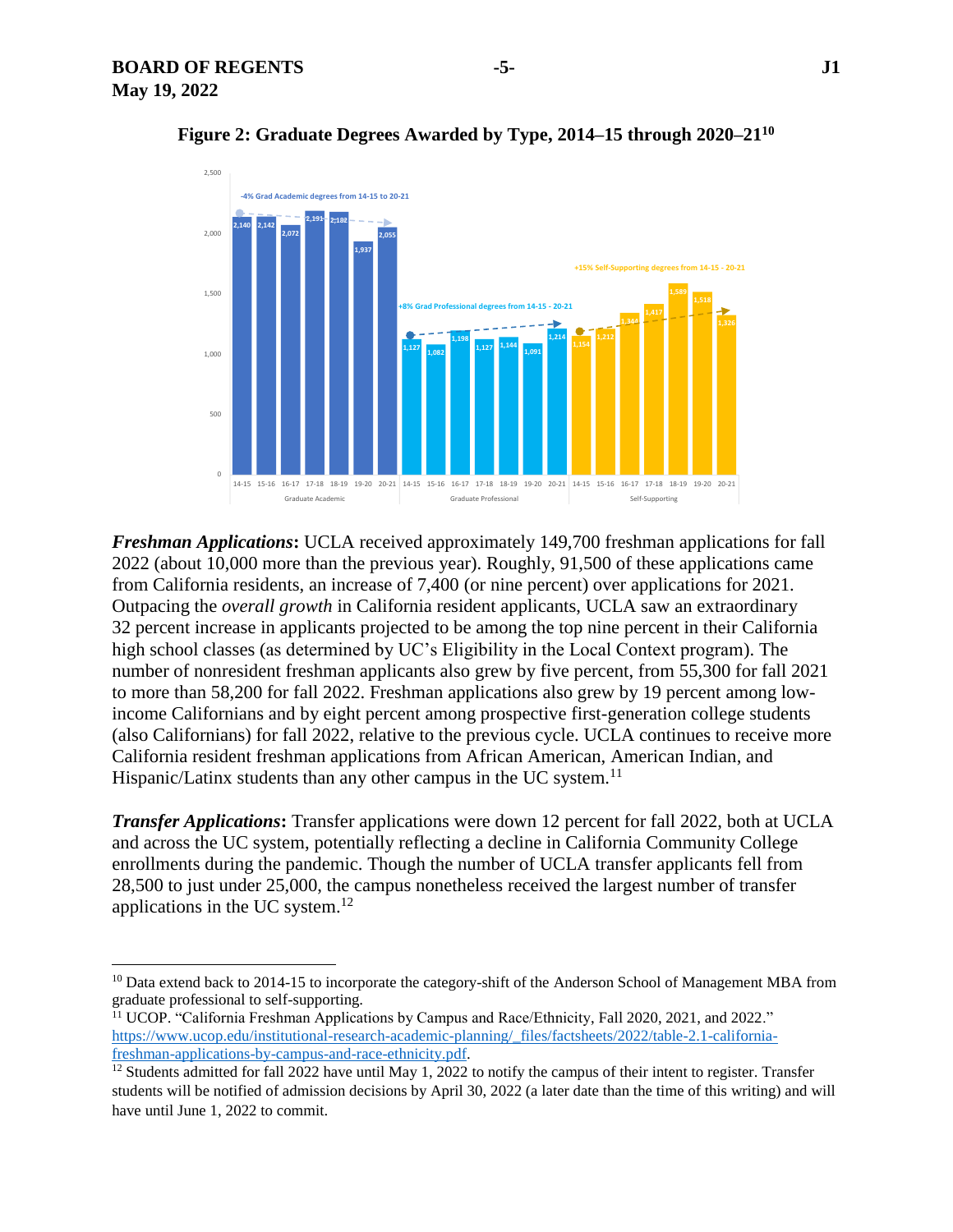**Figure 2: Graduate Degrees Awarded by Type, 2014–15 through 2020–21**[10]

| | 14-15 | 15-16 | 16-17 | 17-18 | 18-19 | 19-20 | 20-21 |
|---|---|---|---|---|---|---|---|
| Graduate Academic | 2,140 | 2,142 | 2,072 | 2,191 | 2,182 | 1,937 | 2,055 |
| Graduate Professional | 1,127 | 1,082 | 1,198 | 1,127 | 1,144 | 1,091 | 1,214 |
| Self-Supporting | 1,154 | 1,212 | 1,344 | 1,417 | 1,589 | 1,518 | 1,326 |

-4% Grad Academic degrees from 14-15 to 20-21

+8% Grad Professional degrees from 14-15 - 20-21

+15% Self-Supporting degrees from 14-15 - 20-21

***Freshman Applications*****:** UCLA received approximately 149,700 freshman applications for fall 2022 (about 10,000 more than the previous year). Roughly, 91,500 of these applications came from California residents, an increase of 7,400 (or nine percent) over applications for 2021. Outpacing the *overall growth* in California resident applicants, UCLA saw an extraordinary 32 percent increase in applicants projected to be among the top nine percent in their California high school classes (as determined by UC's Eligibility in the Local Context program). The number of nonresident freshman applicants also grew by five percent, from 55,300 for fall 2021 to more than 58,200 for fall 2022. Freshman applications also grew by 19 percent among low-income Californians and by eight percent among prospective first-generation college students (also Californians) for fall 2022, relative to the previous cycle. UCLA continues to receive more California resident freshman applications from African American, American Indian, and Hispanic/Latinx students than any other campus in the UC system.[11]

***Transfer Applications*****:** Transfer applications were down 12 percent for fall 2022, both at UCLA and across the UC system, potentially reflecting a decline in California Community College enrollments during the pandemic. Though the number of UCLA transfer applicants fell from 28,500 to just under 25,000, the campus nonetheless received the largest number of transfer applications in the UC system.[12]

---

[10] Data extend back to 2014-15 to incorporate the category-shift of the Anderson School of Management MBA from graduate professional to self-supporting.

[11] UCOP. "California Freshman Applications by Campus and Race/Ethnicity, Fall 2020, 2021, and 2022." https://www.ucop.edu/institutional-research-academic-planning/_files/factsheets/2022/table-2.1-california-freshman-applications-by-campus-and-race-ethnicity.pdf.

[12] Students admitted for fall 2022 have until May 1, 2022 to notify the campus of their intent to register. Transfer students will be notified of admission decisions by April 30, 2022 (a later date than the time of this writing) and will have until June 1, 2022 to commit.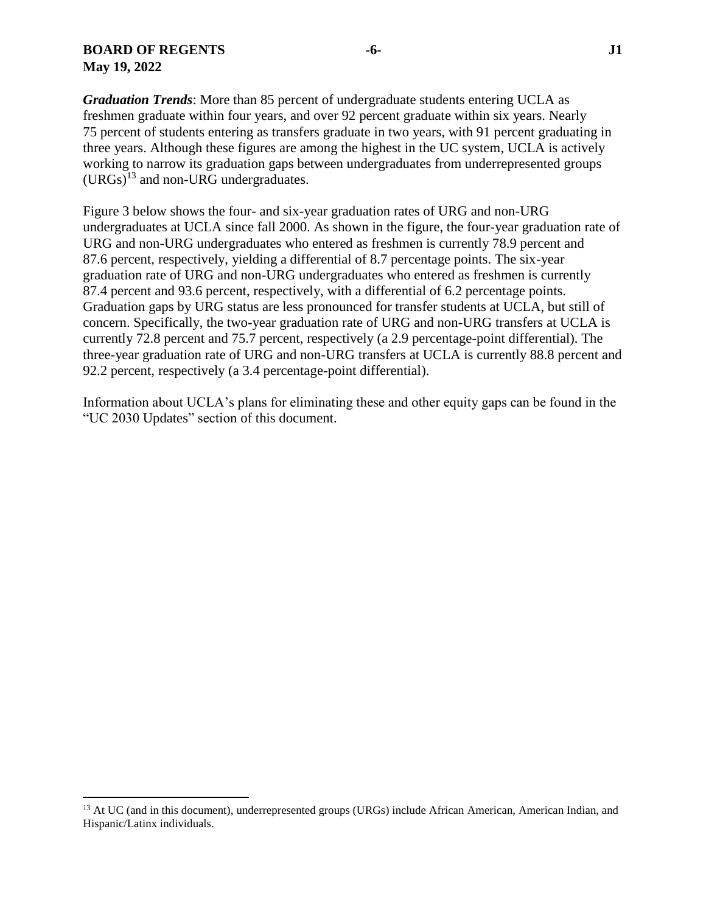***Graduation Trends***: More than 85 percent of undergraduate students entering UCLA as freshmen graduate within four years, and over 92 percent graduate within six years. Nearly 75 percent of students entering as transfers graduate in two years, with 91 percent graduating in three years. Although these figures are among the highest in the UC system, UCLA is actively working to narrow its graduation gaps between undergraduates from underrepresented groups (URGs)[13] and non-URG undergraduates.

Figure 3 below shows the four- and six-year graduation rates of URG and non-URG undergraduates at UCLA since fall 2000. As shown in the figure, the four-year graduation rate of URG and non-URG undergraduates who entered as freshmen is currently 78.9 percent and 87.6 percent, respectively, yielding a differential of 8.7 percentage points. The six-year graduation rate of URG and non-URG undergraduates who entered as freshmen is currently 87.4 percent and 93.6 percent, respectively, with a differential of 6.2 percentage points. Graduation gaps by URG status are less pronounced for transfer students at UCLA, but still of concern. Specifically, the two-year graduation rate of URG and non-URG transfers at UCLA is currently 72.8 percent and 75.7 percent, respectively (a 2.9 percentage-point differential). The three-year graduation rate of URG and non-URG transfers at UCLA is currently 88.8 percent and 92.2 percent, respectively (a 3.4 percentage-point differential).

Information about UCLA's plans for eliminating these and other equity gaps can be found in the "UC 2030 Updates" section of this document.

---

[13] At UC (and in this document), underrepresented groups (URGs) include African American, American Indian, and Hispanic/Latinx individuals.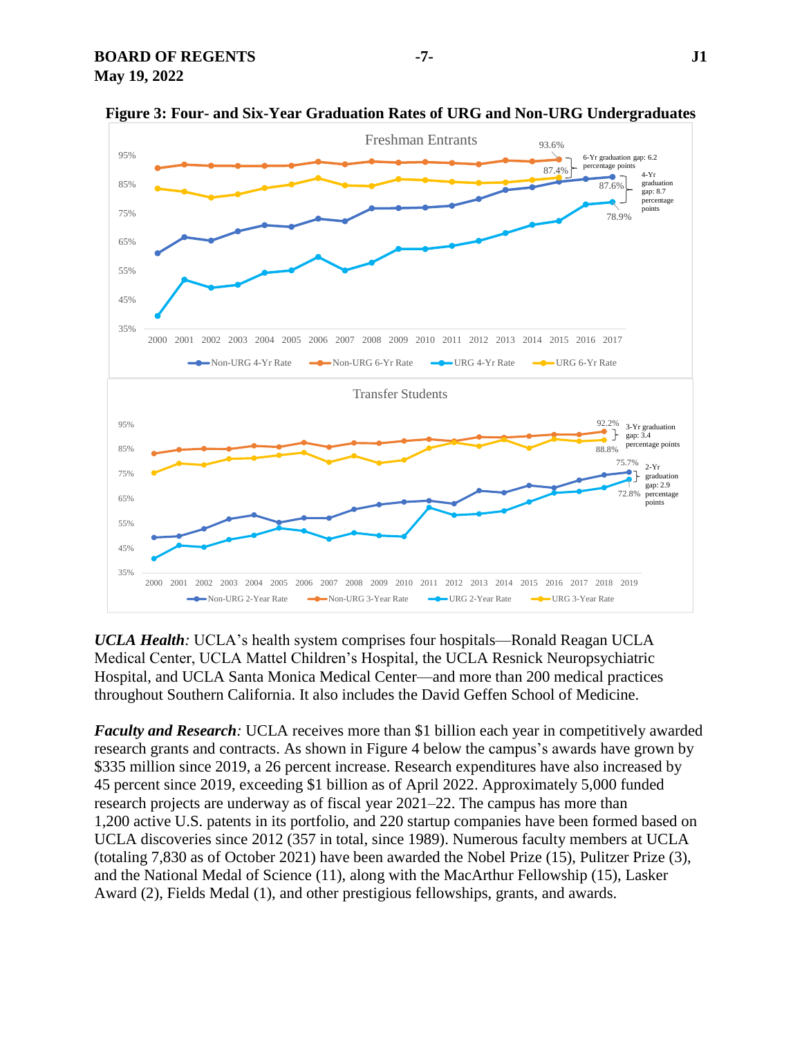**Figure 3: Four- and Six-Year Graduation Rates of URG and Non-URG Undergraduates**

*UCLA Health:* UCLA's health system comprises four hospitals—Ronald Reagan UCLA Medical Center, UCLA Mattel Children's Hospital, the UCLA Resnick Neuropsychiatric Hospital, and UCLA Santa Monica Medical Center—and more than 200 medical practices throughout Southern California. It also includes the David Geffen School of Medicine.

*Faculty and Research:* UCLA receives more than $1 billion each year in competitively awarded research grants and contracts. As shown in Figure 4 below the campus's awards have grown by $335 million since 2019, a 26 percent increase. Research expenditures have also increased by 45 percent since 2019, exceeding $1 billion as of April 2022. Approximately 5,000 funded research projects are underway as of fiscal year 2021–22. The campus has more than 1,200 active U.S. patents in its portfolio, and 220 startup companies have been formed based on UCLA discoveries since 2012 (357 in total, since 1989). Numerous faculty members at UCLA (totaling 7,830 as of October 2021) have been awarded the Nobel Prize (15), Pulitzer Prize (3), and the National Medal of Science (11), along with the MacArthur Fellowship (15), Lasker Award (2), Fields Medal (1), and other prestigious fellowships, grants, and awards.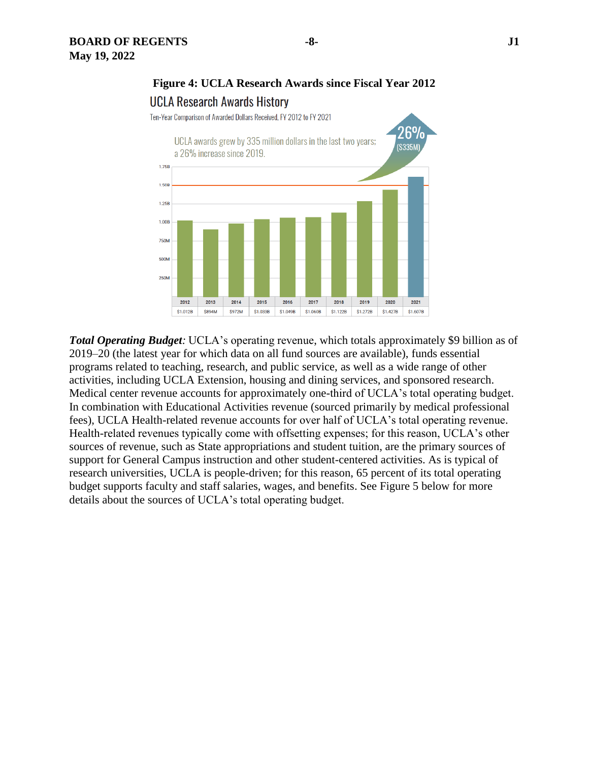**Figure 4: UCLA Research Awards since Fiscal Year 2012**

UCLA Research Awards History

Ten-Year Comparison of Awarded Dollars Received, FY 2012 to FY 2021

UCLA awards grew by 335 million dollars in the last two years; a 26% increase since 2019.

26% ($335M)

| 2012 | 2013 | 2014 | 2015 | 2016 | 2017 | 2018 | 2019 | 2020 | 2021 |
|---|---|---|---|---|---|---|---|---|---|
| $1.012B | $894M | $972M | $1.033B | $1.049B | $1.060B | $1.122B | $1.272B | $1.427B | $1.607B |

***Total Operating Budget:*** UCLA's operating revenue, which totals approximately $9 billion as of 2019–20 (the latest year for which data on all fund sources are available), funds essential programs related to teaching, research, and public service, as well as a wide range of other activities, including UCLA Extension, housing and dining services, and sponsored research. Medical center revenue accounts for approximately one-third of UCLA's total operating budget. In combination with Educational Activities revenue (sourced primarily by medical professional fees), UCLA Health-related revenue accounts for over half of UCLA's total operating revenue. Health-related revenues typically come with offsetting expenses; for this reason, UCLA's other sources of revenue, such as State appropriations and student tuition, are the primary sources of support for General Campus instruction and other student-centered activities. As is typical of research universities, UCLA is people-driven; for this reason, 65 percent of its total operating budget supports faculty and staff salaries, wages, and benefits. See Figure 5 below for more details about the sources of UCLA's total operating budget.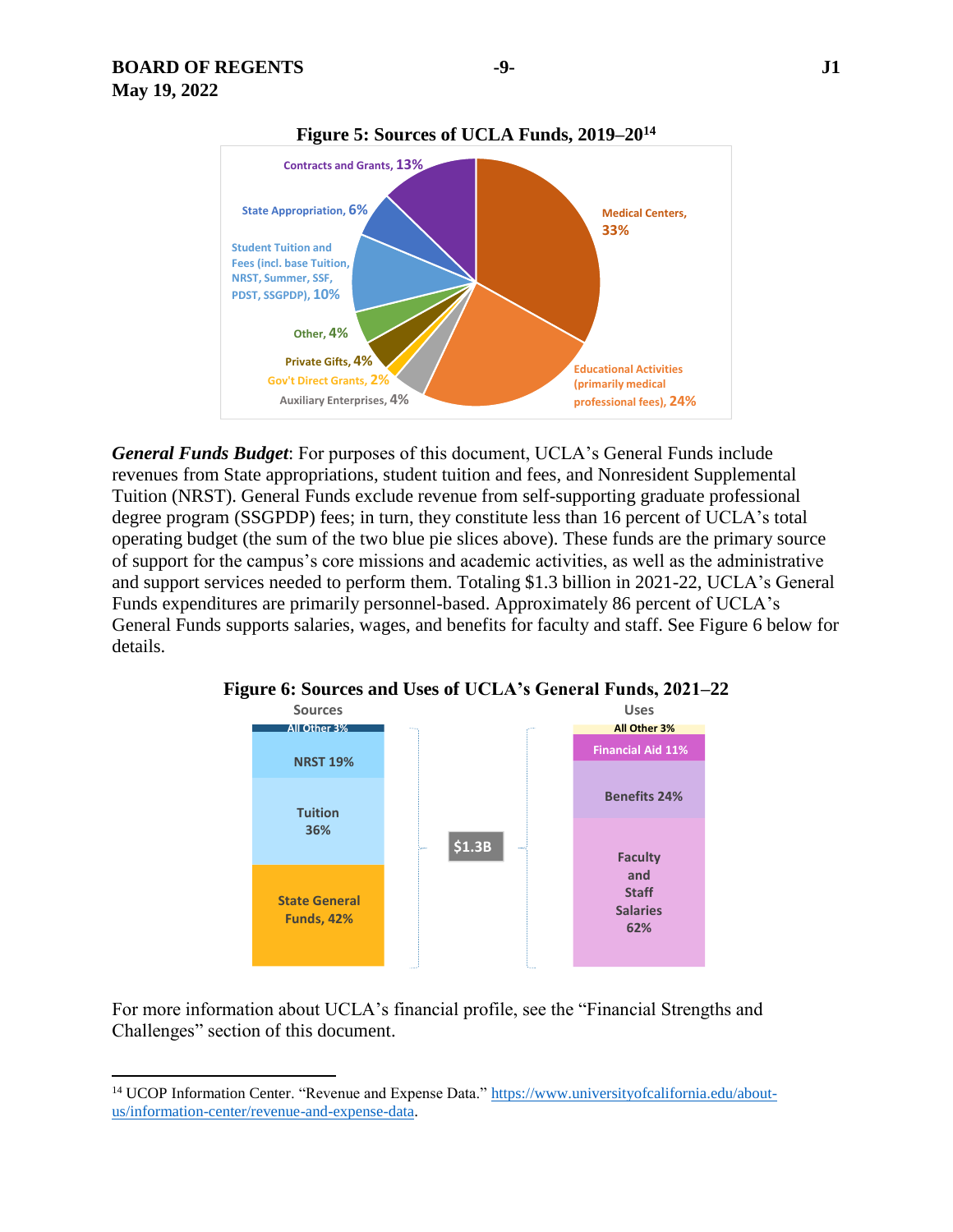**Figure 5: Sources of UCLA Funds, 2019–20[14]**

Contracts and Grants, 13%
State Appropriation, 6%
Student Tuition and Fees (incl. base Tuition, NRST, Summer, SSF, PDST, SSGPDP), 10%
Other, 4%
Private Gifts, 4%
Gov't Direct Grants, 2%
Auxiliary Enterprises, 4%
Medical Centers, 33%
Educational Activities (primarily medical professional fees), 24%

***General Funds Budget***: For purposes of this document, UCLA's General Funds include revenues from State appropriations, student tuition and fees, and Nonresident Supplemental Tuition (NRST). General Funds exclude revenue from self-supporting graduate professional degree program (SSGPDP) fees; in turn, they constitute less than 16 percent of UCLA's total operating budget (the sum of the two blue pie slices above). These funds are the primary source of support for the campus's core missions and academic activities, as well as the administrative and support services needed to perform them. Totaling $1.3 billion in 2021-22, UCLA's General Funds expenditures are primarily personnel-based. Approximately 86 percent of UCLA's General Funds supports salaries, wages, and benefits for faculty and staff. See Figure 6 below for details.

**Figure 6: Sources and Uses of UCLA's General Funds, 2021–22**

| Sources | Uses |
|---|---|
| All Other 3% | All Other 3% |
| NRST 19% | Financial Aid 11% |
| Tuition 36% | Benefits 24% |
| State General Funds, 42% | Faculty and Staff Salaries 62% |

Total: $1.3B

For more information about UCLA's financial profile, see the "Financial Strengths and Challenges" section of this document.

---

[14] UCOP Information Center. "Revenue and Expense Data." https://www.universityofcalifornia.edu/about-us/information-center/revenue-and-expense-data.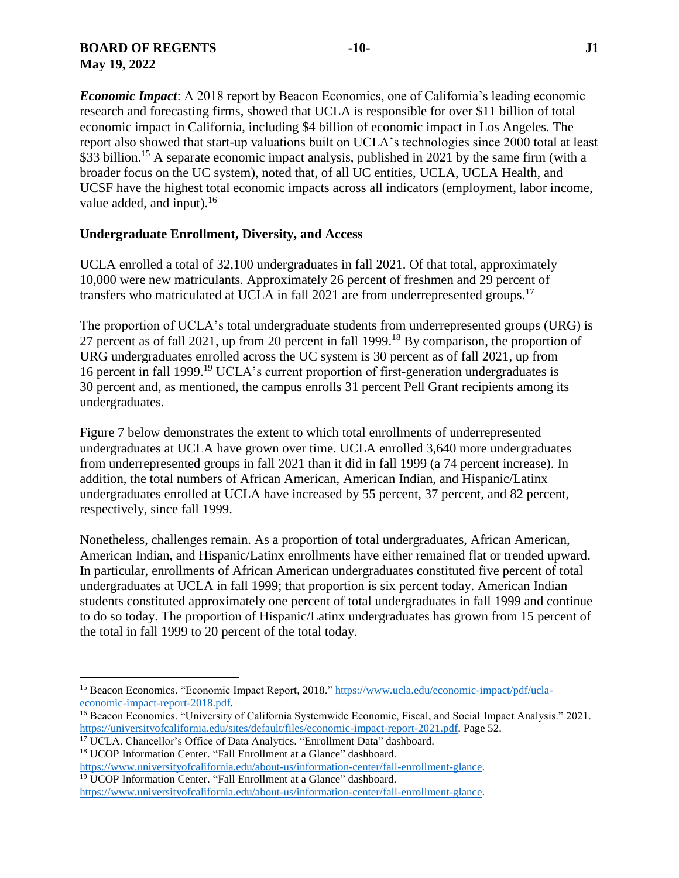***Economic Impact***: A 2018 report by Beacon Economics, one of California's leading economic research and forecasting firms, showed that UCLA is responsible for over $11 billion of total economic impact in California, including $4 billion of economic impact in Los Angeles. The report also showed that start-up valuations built on UCLA's technologies since 2000 total at least $33 billion.[15] A separate economic impact analysis, published in 2021 by the same firm (with a broader focus on the UC system), noted that, of all UC entities, UCLA, UCLA Health, and UCSF have the highest total economic impacts across all indicators (employment, labor income, value added, and input).[16]

**Undergraduate Enrollment, Diversity, and Access**

UCLA enrolled a total of 32,100 undergraduates in fall 2021. Of that total, approximately 10,000 were new matriculants. Approximately 26 percent of freshmen and 29 percent of transfers who matriculated at UCLA in fall 2021 are from underrepresented groups.[17]

The proportion of UCLA's total undergraduate students from underrepresented groups (URG) is 27 percent as of fall 2021, up from 20 percent in fall 1999.[18] By comparison, the proportion of URG undergraduates enrolled across the UC system is 30 percent as of fall 2021, up from 16 percent in fall 1999.[19] UCLA's current proportion of first-generation undergraduates is 30 percent and, as mentioned, the campus enrolls 31 percent Pell Grant recipients among its undergraduates.

Figure 7 below demonstrates the extent to which total enrollments of underrepresented undergraduates at UCLA have grown over time. UCLA enrolled 3,640 more undergraduates from underrepresented groups in fall 2021 than it did in fall 1999 (a 74 percent increase). In addition, the total numbers of African American, American Indian, and Hispanic/Latinx undergraduates enrolled at UCLA have increased by 55 percent, 37 percent, and 82 percent, respectively, since fall 1999.

Nonetheless, challenges remain. As a proportion of total undergraduates, African American, American Indian, and Hispanic/Latinx enrollments have either remained flat or trended upward. In particular, enrollments of African American undergraduates constituted five percent of total undergraduates at UCLA in fall 1999; that proportion is six percent today. American Indian students constituted approximately one percent of total undergraduates in fall 1999 and continue to do so today. The proportion of Hispanic/Latinx undergraduates has grown from 15 percent of the total in fall 1999 to 20 percent of the total today.

---

[15] Beacon Economics. "Economic Impact Report, 2018." https://www.ucla.edu/economic-impact/pdf/ucla-economic-impact-report-2018.pdf.

[16] Beacon Economics. "University of California Systemwide Economic, Fiscal, and Social Impact Analysis." 2021. https://universityofcalifornia.edu/sites/default/files/economic-impact-report-2021.pdf. Page 52.

[17] UCLA. Chancellor's Office of Data Analytics. "Enrollment Data" dashboard.

[18] UCOP Information Center. "Fall Enrollment at a Glance" dashboard. https://www.universityofcalifornia.edu/about-us/information-center/fall-enrollment-glance.

[19] UCOP Information Center. "Fall Enrollment at a Glance" dashboard. https://www.universityofcalifornia.edu/about-us/information-center/fall-enrollment-glance.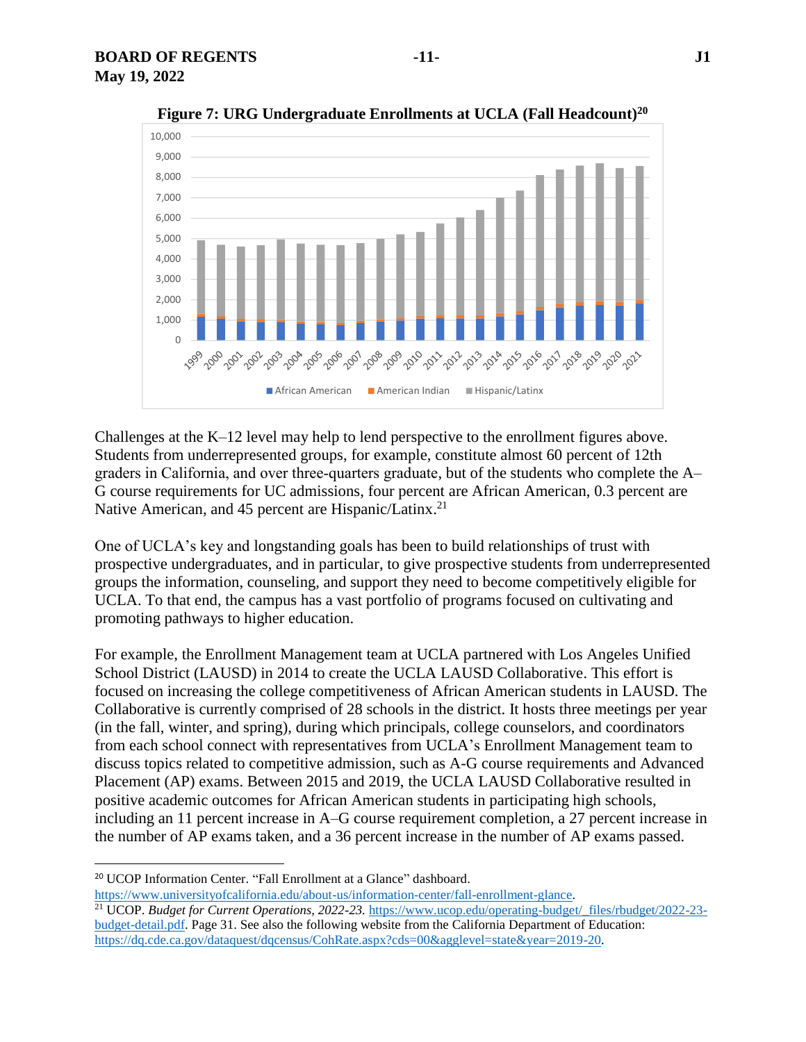**Figure 7: URG Undergraduate Enrollments at UCLA (Fall Headcount)[20]**

Challenges at the K–12 level may help to lend perspective to the enrollment figures above. Students from underrepresented groups, for example, constitute almost 60 percent of 12th graders in California, and over three-quarters graduate, but of the students who complete the A–G course requirements for UC admissions, four percent are African American, 0.3 percent are Native American, and 45 percent are Hispanic/Latinx.[21]

One of UCLA's key and longstanding goals has been to build relationships of trust with prospective undergraduates, and in particular, to give prospective students from underrepresented groups the information, counseling, and support they need to become competitively eligible for UCLA. To that end, the campus has a vast portfolio of programs focused on cultivating and promoting pathways to higher education.

For example, the Enrollment Management team at UCLA partnered with Los Angeles Unified School District (LAUSD) in 2014 to create the UCLA LAUSD Collaborative. This effort is focused on increasing the college competitiveness of African American students in LAUSD. The Collaborative is currently comprised of 28 schools in the district. It hosts three meetings per year (in the fall, winter, and spring), during which principals, college counselors, and coordinators from each school connect with representatives from UCLA's Enrollment Management team to discuss topics related to competitive admission, such as A-G course requirements and Advanced Placement (AP) exams. Between 2015 and 2019, the UCLA LAUSD Collaborative resulted in positive academic outcomes for African American students in participating high schools, including an 11 percent increase in A–G course requirement completion, a 27 percent increase in the number of AP exams taken, and a 36 percent increase in the number of AP exams passed.

---

[20] UCOP Information Center. "Fall Enrollment at a Glance" dashboard. https://www.universityofcalifornia.edu/about-us/information-center/fall-enrollment-glance.

[21] UCOP. *Budget for Current Operations, 2022-23.* https://www.ucop.edu/operating-budget/_files/rbudget/2022-23-budget-detail.pdf. Page 31. See also the following website from the California Department of Education: https://dq.cde.ca.gov/dataquest/dqcensus/CohRate.aspx?cds=00&agglevel=state&year=2019-20.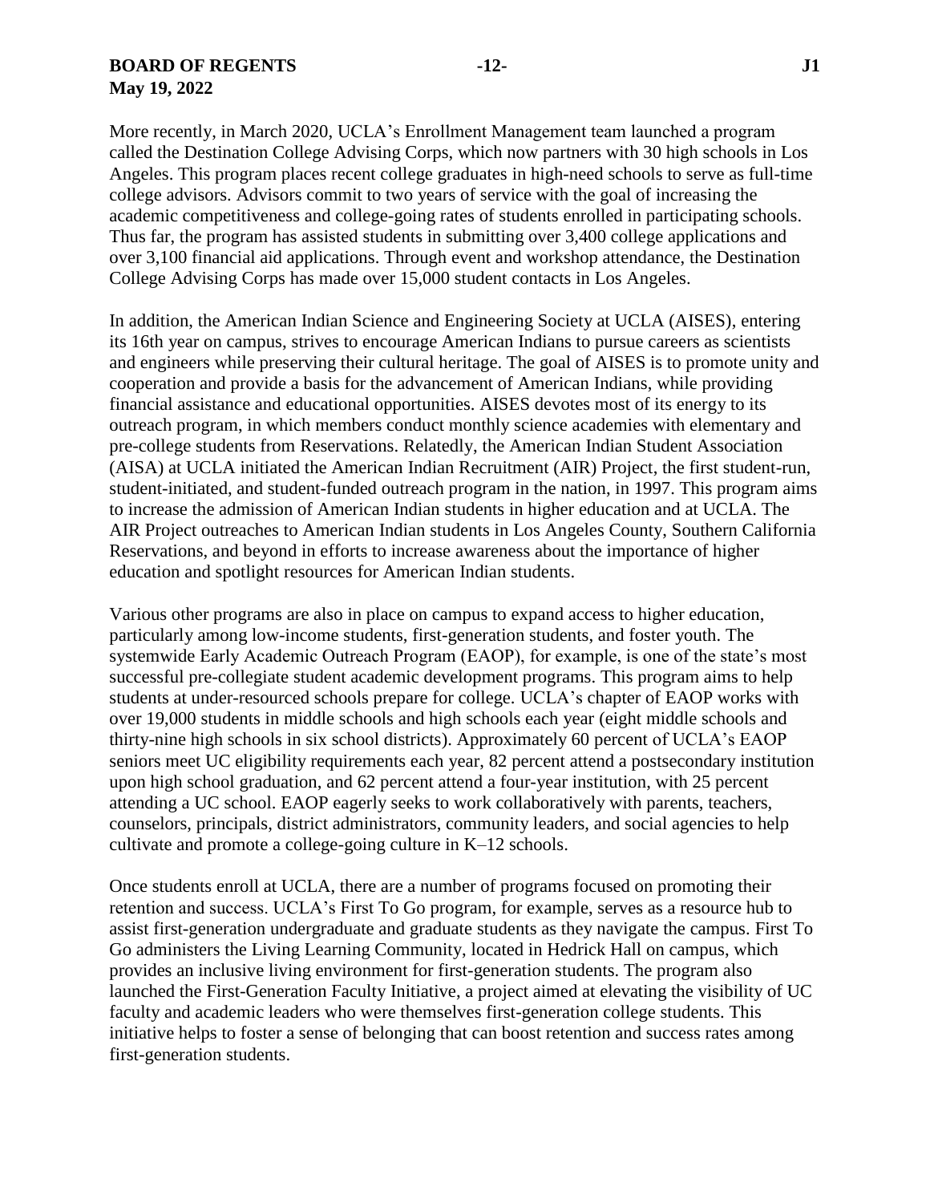More recently, in March 2020, UCLA's Enrollment Management team launched a program called the Destination College Advising Corps, which now partners with 30 high schools in Los Angeles. This program places recent college graduates in high-need schools to serve as full-time college advisors. Advisors commit to two years of service with the goal of increasing the academic competitiveness and college-going rates of students enrolled in participating schools. Thus far, the program has assisted students in submitting over 3,400 college applications and over 3,100 financial aid applications. Through event and workshop attendance, the Destination College Advising Corps has made over 15,000 student contacts in Los Angeles.

In addition, the American Indian Science and Engineering Society at UCLA (AISES), entering its 16th year on campus, strives to encourage American Indians to pursue careers as scientists and engineers while preserving their cultural heritage. The goal of AISES is to promote unity and cooperation and provide a basis for the advancement of American Indians, while providing financial assistance and educational opportunities. AISES devotes most of its energy to its outreach program, in which members conduct monthly science academies with elementary and pre-college students from Reservations. Relatedly, the American Indian Student Association (AISA) at UCLA initiated the American Indian Recruitment (AIR) Project, the first student-run, student-initiated, and student-funded outreach program in the nation, in 1997. This program aims to increase the admission of American Indian students in higher education and at UCLA. The AIR Project outreaches to American Indian students in Los Angeles County, Southern California Reservations, and beyond in efforts to increase awareness about the importance of higher education and spotlight resources for American Indian students.

Various other programs are also in place on campus to expand access to higher education, particularly among low-income students, first-generation students, and foster youth. The systemwide Early Academic Outreach Program (EAOP), for example, is one of the state's most successful pre-collegiate student academic development programs. This program aims to help students at under-resourced schools prepare for college. UCLA's chapter of EAOP works with over 19,000 students in middle schools and high schools each year (eight middle schools and thirty-nine high schools in six school districts). Approximately 60 percent of UCLA's EAOP seniors meet UC eligibility requirements each year, 82 percent attend a postsecondary institution upon high school graduation, and 62 percent attend a four-year institution, with 25 percent attending a UC school. EAOP eagerly seeks to work collaboratively with parents, teachers, counselors, principals, district administrators, community leaders, and social agencies to help cultivate and promote a college-going culture in K–12 schools.

Once students enroll at UCLA, there are a number of programs focused on promoting their retention and success. UCLA's First To Go program, for example, serves as a resource hub to assist first-generation undergraduate and graduate students as they navigate the campus. First To Go administers the Living Learning Community, located in Hedrick Hall on campus, which provides an inclusive living environment for first-generation students. The program also launched the First-Generation Faculty Initiative, a project aimed at elevating the visibility of UC faculty and academic leaders who were themselves first-generation college students. This initiative helps to foster a sense of belonging that can boost retention and success rates among first-generation students.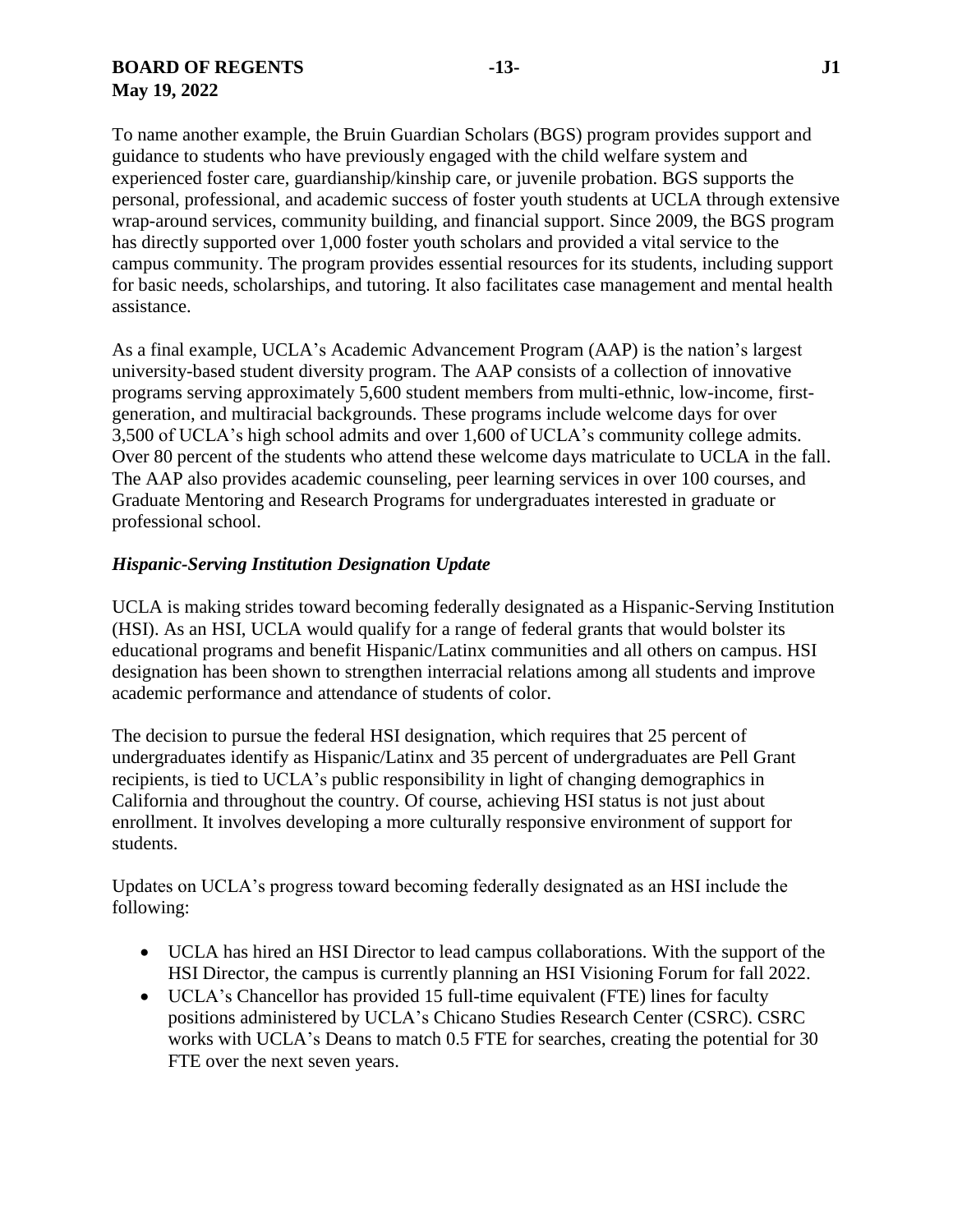To name another example, the Bruin Guardian Scholars (BGS) program provides support and guidance to students who have previously engaged with the child welfare system and experienced foster care, guardianship/kinship care, or juvenile probation. BGS supports the personal, professional, and academic success of foster youth students at UCLA through extensive wrap-around services, community building, and financial support. Since 2009, the BGS program has directly supported over 1,000 foster youth scholars and provided a vital service to the campus community. The program provides essential resources for its students, including support for basic needs, scholarships, and tutoring. It also facilitates case management and mental health assistance.

As a final example, UCLA's Academic Advancement Program (AAP) is the nation's largest university-based student diversity program. The AAP consists of a collection of innovative programs serving approximately 5,600 student members from multi-ethnic, low-income, first-generation, and multiracial backgrounds. These programs include welcome days for over 3,500 of UCLA's high school admits and over 1,600 of UCLA's community college admits. Over 80 percent of the students who attend these welcome days matriculate to UCLA in the fall. The AAP also provides academic counseling, peer learning services in over 100 courses, and Graduate Mentoring and Research Programs for undergraduates interested in graduate or professional school.

***Hispanic-Serving Institution Designation Update***

UCLA is making strides toward becoming federally designated as a Hispanic-Serving Institution (HSI). As an HSI, UCLA would qualify for a range of federal grants that would bolster its educational programs and benefit Hispanic/Latinx communities and all others on campus. HSI designation has been shown to strengthen interracial relations among all students and improve academic performance and attendance of students of color.

The decision to pursue the federal HSI designation, which requires that 25 percent of undergraduates identify as Hispanic/Latinx and 35 percent of undergraduates are Pell Grant recipients, is tied to UCLA's public responsibility in light of changing demographics in California and throughout the country. Of course, achieving HSI status is not just about enrollment. It involves developing a more culturally responsive environment of support for students.

Updates on UCLA's progress toward becoming federally designated as an HSI include the following:

- UCLA has hired an HSI Director to lead campus collaborations. With the support of the HSI Director, the campus is currently planning an HSI Visioning Forum for fall 2022.
- UCLA's Chancellor has provided 15 full-time equivalent (FTE) lines for faculty positions administered by UCLA's Chicano Studies Research Center (CSRC). CSRC works with UCLA's Deans to match 0.5 FTE for searches, creating the potential for 30 FTE over the next seven years.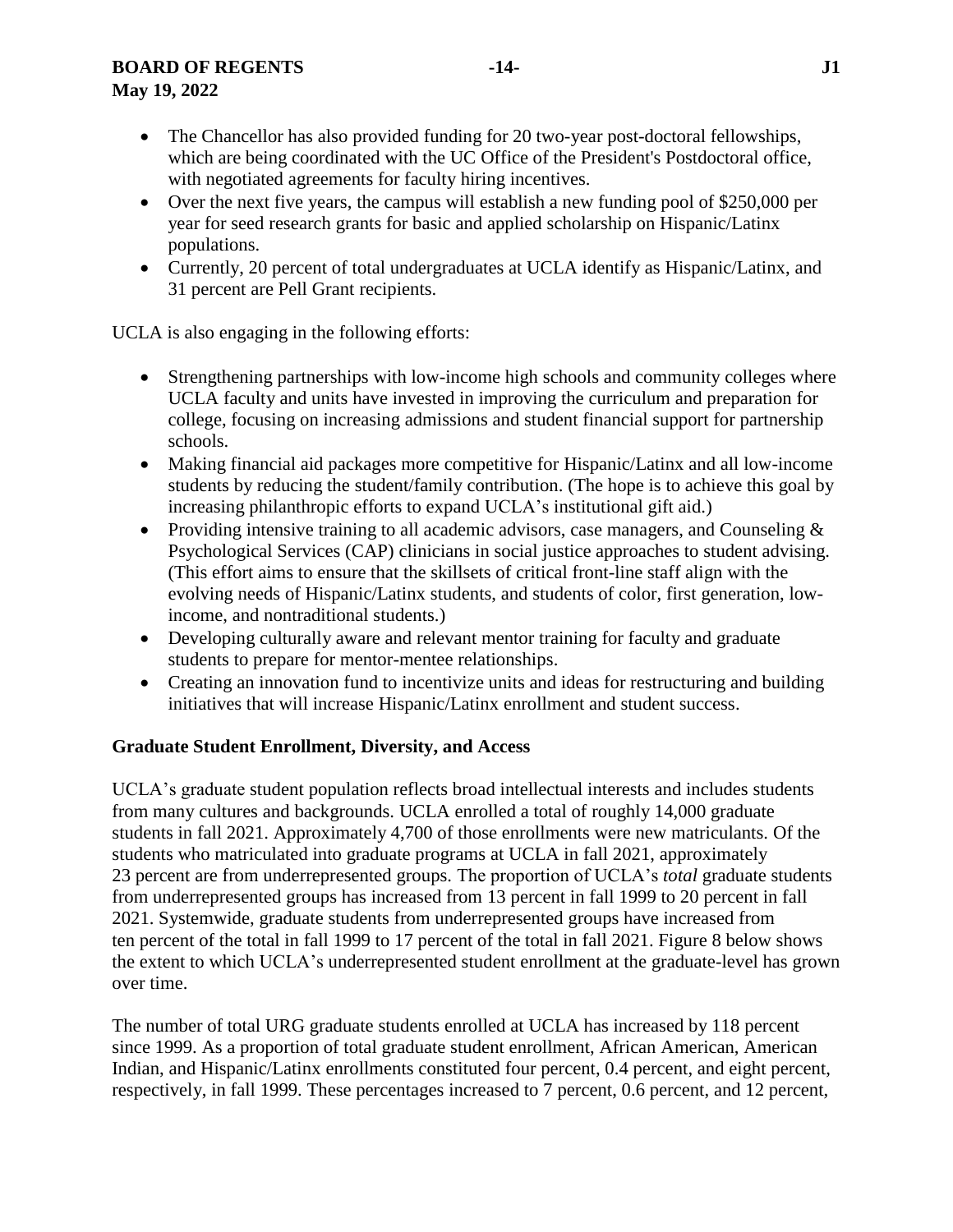- The Chancellor has also provided funding for 20 two-year post-doctoral fellowships, which are being coordinated with the UC Office of the President's Postdoctoral office, with negotiated agreements for faculty hiring incentives.
- Over the next five years, the campus will establish a new funding pool of $250,000 per year for seed research grants for basic and applied scholarship on Hispanic/Latinx populations.
- Currently, 20 percent of total undergraduates at UCLA identify as Hispanic/Latinx, and 31 percent are Pell Grant recipients.

UCLA is also engaging in the following efforts:

- Strengthening partnerships with low-income high schools and community colleges where UCLA faculty and units have invested in improving the curriculum and preparation for college, focusing on increasing admissions and student financial support for partnership schools.
- Making financial aid packages more competitive for Hispanic/Latinx and all low-income students by reducing the student/family contribution. (The hope is to achieve this goal by increasing philanthropic efforts to expand UCLA's institutional gift aid.)
- Providing intensive training to all academic advisors, case managers, and Counseling & Psychological Services (CAP) clinicians in social justice approaches to student advising. (This effort aims to ensure that the skillsets of critical front-line staff align with the evolving needs of Hispanic/Latinx students, and students of color, first generation, low-income, and nontraditional students.)
- Developing culturally aware and relevant mentor training for faculty and graduate students to prepare for mentor-mentee relationships.
- Creating an innovation fund to incentivize units and ideas for restructuring and building initiatives that will increase Hispanic/Latinx enrollment and student success.

**Graduate Student Enrollment, Diversity, and Access**

UCLA's graduate student population reflects broad intellectual interests and includes students from many cultures and backgrounds. UCLA enrolled a total of roughly 14,000 graduate students in fall 2021. Approximately 4,700 of those enrollments were new matriculants. Of the students who matriculated into graduate programs at UCLA in fall 2021, approximately 23 percent are from underrepresented groups. The proportion of UCLA's *total* graduate students from underrepresented groups has increased from 13 percent in fall 1999 to 20 percent in fall 2021. Systemwide, graduate students from underrepresented groups have increased from ten percent of the total in fall 1999 to 17 percent of the total in fall 2021. Figure 8 below shows the extent to which UCLA's underrepresented student enrollment at the graduate-level has grown over time.

The number of total URG graduate students enrolled at UCLA has increased by 118 percent since 1999. As a proportion of total graduate student enrollment, African American, American Indian, and Hispanic/Latinx enrollments constituted four percent, 0.4 percent, and eight percent, respectively, in fall 1999. These percentages increased to 7 percent, 0.6 percent, and 12 percent,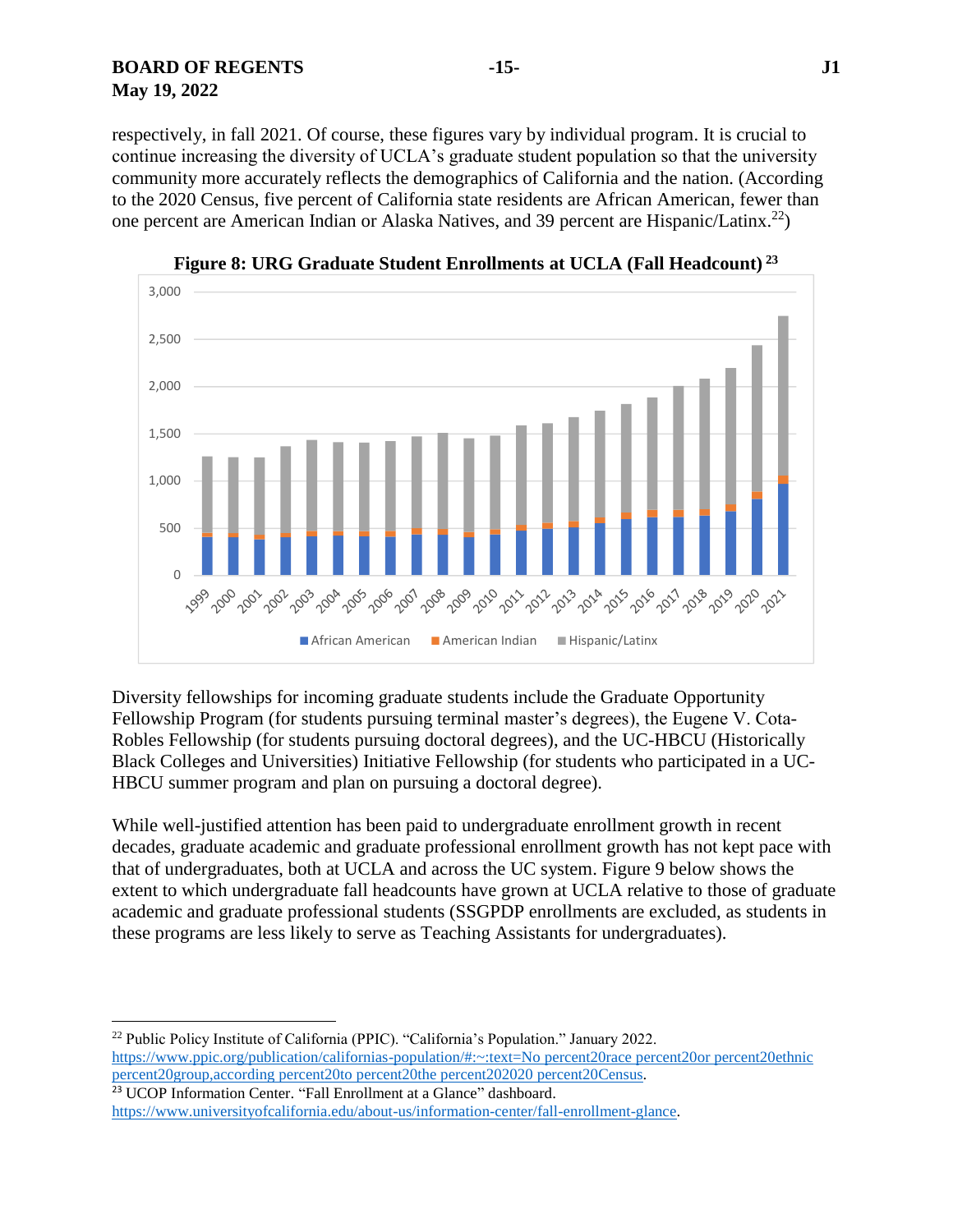respectively, in fall 2021. Of course, these figures vary by individual program. It is crucial to continue increasing the diversity of UCLA's graduate student population so that the university community more accurately reflects the demographics of California and the nation. (According to the 2020 Census, five percent of California state residents are African American, fewer than one percent are American Indian or Alaska Natives, and 39 percent are Hispanic/Latinx.[22])

**Figure 8: URG Graduate Student Enrollments at UCLA (Fall Headcount)** [23]

Diversity fellowships for incoming graduate students include the Graduate Opportunity Fellowship Program (for students pursuing terminal master's degrees), the Eugene V. Cota-Robles Fellowship (for students pursuing doctoral degrees), and the UC-HBCU (Historically Black Colleges and Universities) Initiative Fellowship (for students who participated in a UC-HBCU summer program and plan on pursuing a doctoral degree).

While well-justified attention has been paid to undergraduate enrollment growth in recent decades, graduate academic and graduate professional enrollment growth has not kept pace with that of undergraduates, both at UCLA and across the UC system. Figure 9 below shows the extent to which undergraduate fall headcounts have grown at UCLA relative to those of graduate academic and graduate professional students (SSGPDP enrollments are excluded, as students in these programs are less likely to serve as Teaching Assistants for undergraduates).

---

[22] Public Policy Institute of California (PPIC). "California's Population." January 2022. https://www.ppic.org/publication/californias-population/#:~:text=No percent20race percent20or percent20ethnic percent20group,according percent20to percent20the percent202020 percent20Census.

[23] UCOP Information Center. "Fall Enrollment at a Glance" dashboard. https://www.universityofcalifornia.edu/about-us/information-center/fall-enrollment-glance.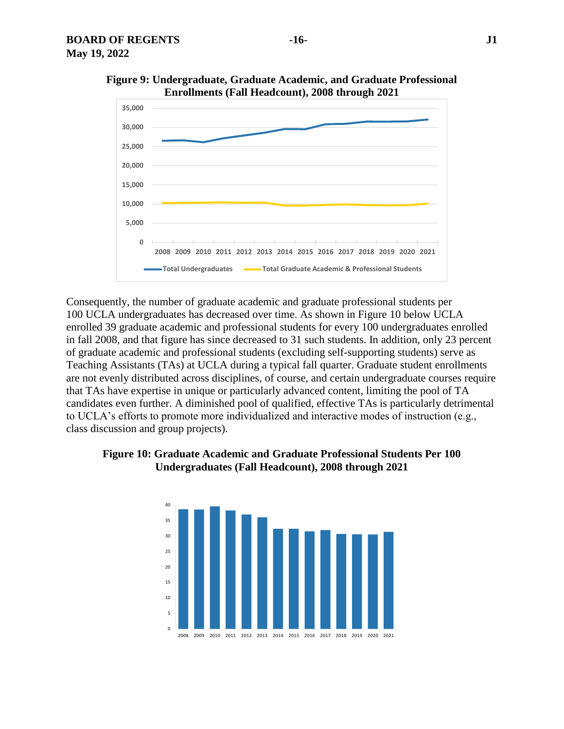**Figure 9: Undergraduate, Graduate Academic, and Graduate Professional Enrollments (Fall Headcount), 2008 through 2021**

Consequently, the number of graduate academic and graduate professional students per 100 UCLA undergraduates has decreased over time. As shown in Figure 10 below UCLA enrolled 39 graduate academic and professional students for every 100 undergraduates enrolled in fall 2008, and that figure has since decreased to 31 such students. In addition, only 23 percent of graduate academic and professional students (excluding self-supporting students) serve as Teaching Assistants (TAs) at UCLA during a typical fall quarter. Graduate student enrollments are not evenly distributed across disciplines, of course, and certain undergraduate courses require that TAs have expertise in unique or particularly advanced content, limiting the pool of TA candidates even further. A diminished pool of qualified, effective TAs is particularly detrimental to UCLA's efforts to promote more individualized and interactive modes of instruction (e.g., class discussion and group projects).

**Figure 10: Graduate Academic and Graduate Professional Students Per 100 Undergraduates (Fall Headcount), 2008 through 2021**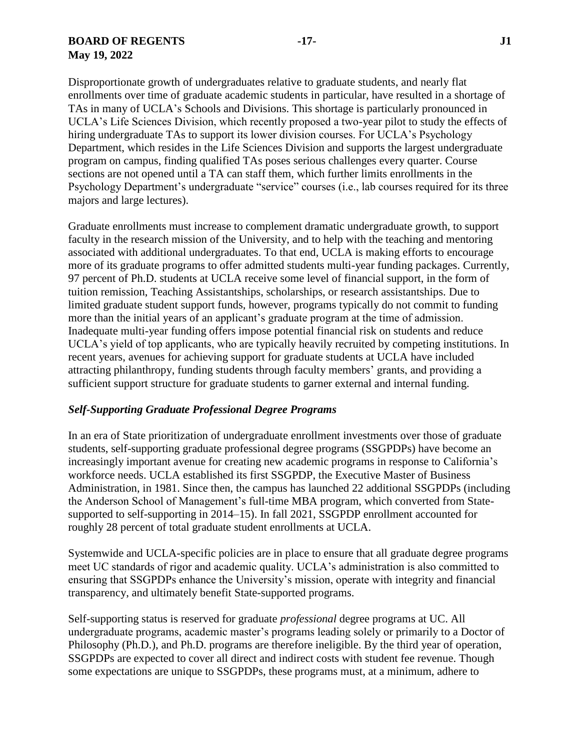Disproportionate growth of undergraduates relative to graduate students, and nearly flat enrollments over time of graduate academic students in particular, have resulted in a shortage of TAs in many of UCLA's Schools and Divisions. This shortage is particularly pronounced in UCLA's Life Sciences Division, which recently proposed a two-year pilot to study the effects of hiring undergraduate TAs to support its lower division courses. For UCLA's Psychology Department, which resides in the Life Sciences Division and supports the largest undergraduate program on campus, finding qualified TAs poses serious challenges every quarter. Course sections are not opened until a TA can staff them, which further limits enrollments in the Psychology Department's undergraduate "service" courses (i.e., lab courses required for its three majors and large lectures).

Graduate enrollments must increase to complement dramatic undergraduate growth, to support faculty in the research mission of the University, and to help with the teaching and mentoring associated with additional undergraduates. To that end, UCLA is making efforts to encourage more of its graduate programs to offer admitted students multi-year funding packages. Currently, 97 percent of Ph.D. students at UCLA receive some level of financial support, in the form of tuition remission, Teaching Assistantships, scholarships, or research assistantships. Due to limited graduate student support funds, however, programs typically do not commit to funding more than the initial years of an applicant's graduate program at the time of admission. Inadequate multi-year funding offers impose potential financial risk on students and reduce UCLA's yield of top applicants, who are typically heavily recruited by competing institutions. In recent years, avenues for achieving support for graduate students at UCLA have included attracting philanthropy, funding students through faculty members' grants, and providing a sufficient support structure for graduate students to garner external and internal funding.

### *Self-Supporting Graduate Professional Degree Programs*

In an era of State prioritization of undergraduate enrollment investments over those of graduate students, self-supporting graduate professional degree programs (SSGPDPs) have become an increasingly important avenue for creating new academic programs in response to California's workforce needs. UCLA established its first SSGPDP, the Executive Master of Business Administration, in 1981. Since then, the campus has launched 22 additional SSGPDPs (including the Anderson School of Management's full-time MBA program, which converted from State-supported to self-supporting in 2014–15). In fall 2021, SSGPDP enrollment accounted for roughly 28 percent of total graduate student enrollments at UCLA.

Systemwide and UCLA-specific policies are in place to ensure that all graduate degree programs meet UC standards of rigor and academic quality. UCLA's administration is also committed to ensuring that SSGPDPs enhance the University's mission, operate with integrity and financial transparency, and ultimately benefit State-supported programs.

Self-supporting status is reserved for graduate *professional* degree programs at UC. All undergraduate programs, academic master's programs leading solely or primarily to a Doctor of Philosophy (Ph.D.), and Ph.D. programs are therefore ineligible. By the third year of operation, SSGPDPs are expected to cover all direct and indirect costs with student fee revenue. Though some expectations are unique to SSGPDPs, these programs must, at a minimum, adhere to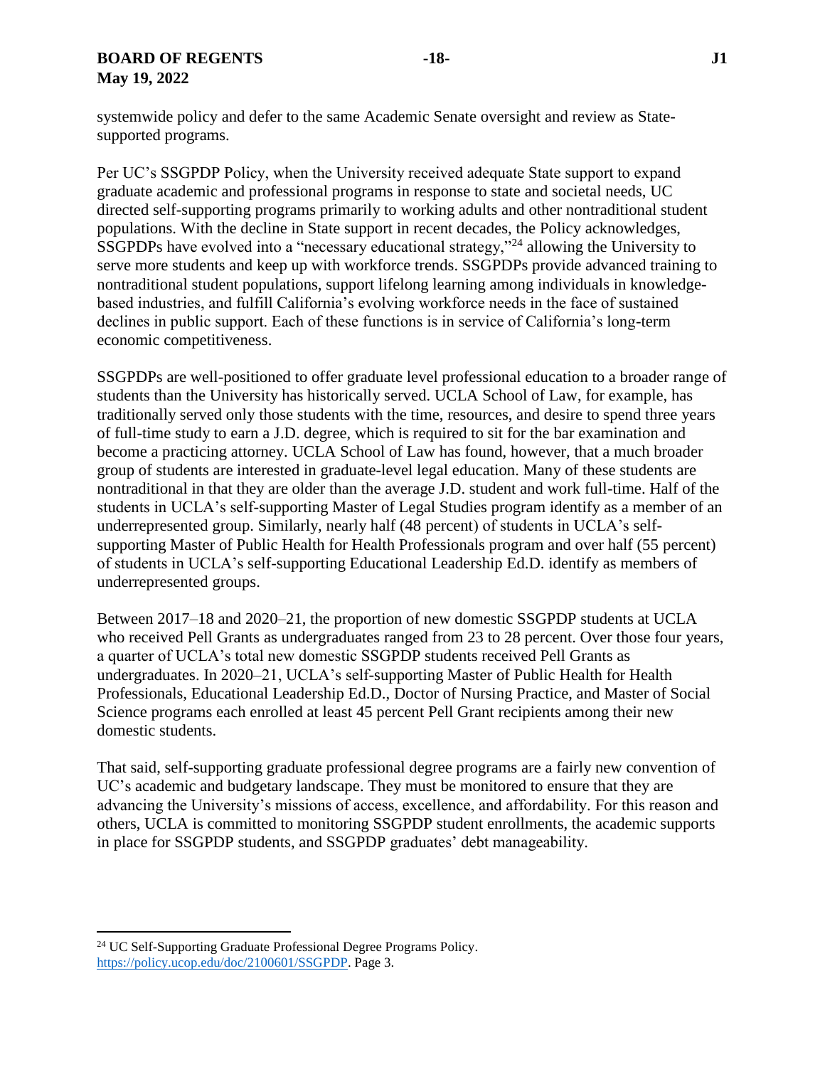systemwide policy and defer to the same Academic Senate oversight and review as State-supported programs.

Per UC's SSGPDP Policy, when the University received adequate State support to expand graduate academic and professional programs in response to state and societal needs, UC directed self-supporting programs primarily to working adults and other nontraditional student populations. With the decline in State support in recent decades, the Policy acknowledges, SSGPDPs have evolved into a "necessary educational strategy,"[24] allowing the University to serve more students and keep up with workforce trends. SSGPDPs provide advanced training to nontraditional student populations, support lifelong learning among individuals in knowledge-based industries, and fulfill California's evolving workforce needs in the face of sustained declines in public support. Each of these functions is in service of California's long-term economic competitiveness.

SSGPDPs are well-positioned to offer graduate level professional education to a broader range of students than the University has historically served. UCLA School of Law, for example, has traditionally served only those students with the time, resources, and desire to spend three years of full-time study to earn a J.D. degree, which is required to sit for the bar examination and become a practicing attorney. UCLA School of Law has found, however, that a much broader group of students are interested in graduate-level legal education. Many of these students are nontraditional in that they are older than the average J.D. student and work full-time. Half of the students in UCLA's self-supporting Master of Legal Studies program identify as a member of an underrepresented group. Similarly, nearly half (48 percent) of students in UCLA's self-supporting Master of Public Health for Health Professionals program and over half (55 percent) of students in UCLA's self-supporting Educational Leadership Ed.D. identify as members of underrepresented groups.

Between 2017–18 and 2020–21, the proportion of new domestic SSGPDP students at UCLA who received Pell Grants as undergraduates ranged from 23 to 28 percent. Over those four years, a quarter of UCLA's total new domestic SSGPDP students received Pell Grants as undergraduates. In 2020–21, UCLA's self-supporting Master of Public Health for Health Professionals, Educational Leadership Ed.D., Doctor of Nursing Practice, and Master of Social Science programs each enrolled at least 45 percent Pell Grant recipients among their new domestic students.

That said, self-supporting graduate professional degree programs are a fairly new convention of UC's academic and budgetary landscape. They must be monitored to ensure that they are advancing the University's missions of access, excellence, and affordability. For this reason and others, UCLA is committed to monitoring SSGPDP student enrollments, the academic supports in place for SSGPDP students, and SSGPDP graduates' debt manageability.

---

[24] UC Self-Supporting Graduate Professional Degree Programs Policy. https://policy.ucop.edu/doc/2100601/SSGPDP. Page 3.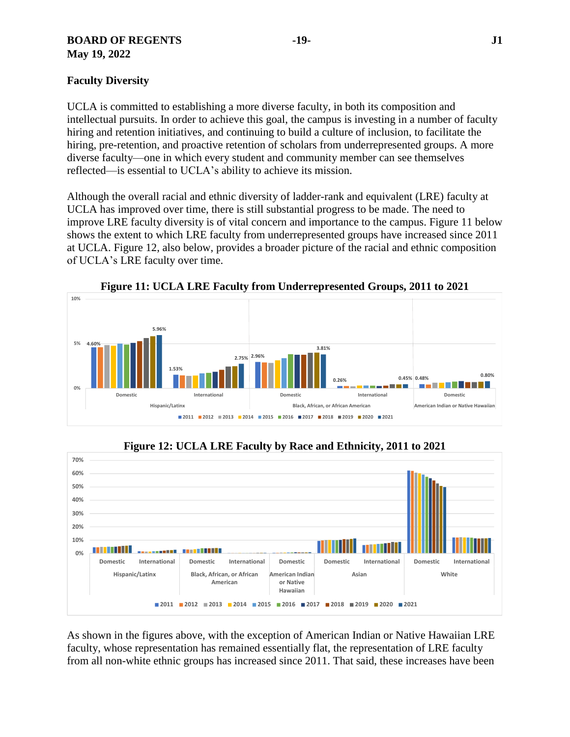## Faculty Diversity

UCLA is committed to establishing a more diverse faculty, in both its composition and intellectual pursuits. In order to achieve this goal, the campus is investing in a number of faculty hiring and retention initiatives, and continuing to build a culture of inclusion, to facilitate the hiring, pre-retention, and proactive retention of scholars from underrepresented groups. A more diverse faculty—one in which every student and community member can see themselves reflected—is essential to UCLA's ability to achieve its mission.

Although the overall racial and ethnic diversity of ladder-rank and equivalent (LRE) faculty at UCLA has improved over time, there is still substantial progress to be made. The need to improve LRE faculty diversity is of vital concern and importance to the campus. Figure 11 below shows the extent to which LRE faculty from underrepresented groups have increased since 2011 at UCLA. Figure 12, also below, provides a broader picture of the racial and ethnic composition of UCLA's LRE faculty over time.

**Figure 11: UCLA LRE Faculty from Underrepresented Groups, 2011 to 2021**

| Group | 2011 | 2021 |
|---|---|---|
| Hispanic/Latinx – Domestic | 4.60% | 5.96% |
| Hispanic/Latinx – International | 1.53% | 2.75% |
| Black, African, or African American – Domestic | 2.96% | 3.81% |
| Black, African, or African American – International | 0.26% | 0.45% |
| American Indian or Native Hawaiian – Domestic | 0.48% | 0.80% |

**Figure 12: UCLA LRE Faculty by Race and Ethnicity, 2011 to 2021**

As shown in the figures above, with the exception of American Indian or Native Hawaiian LRE faculty, whose representation has remained essentially flat, the representation of LRE faculty from all non-white ethnic groups has increased since 2011. That said, these increases have been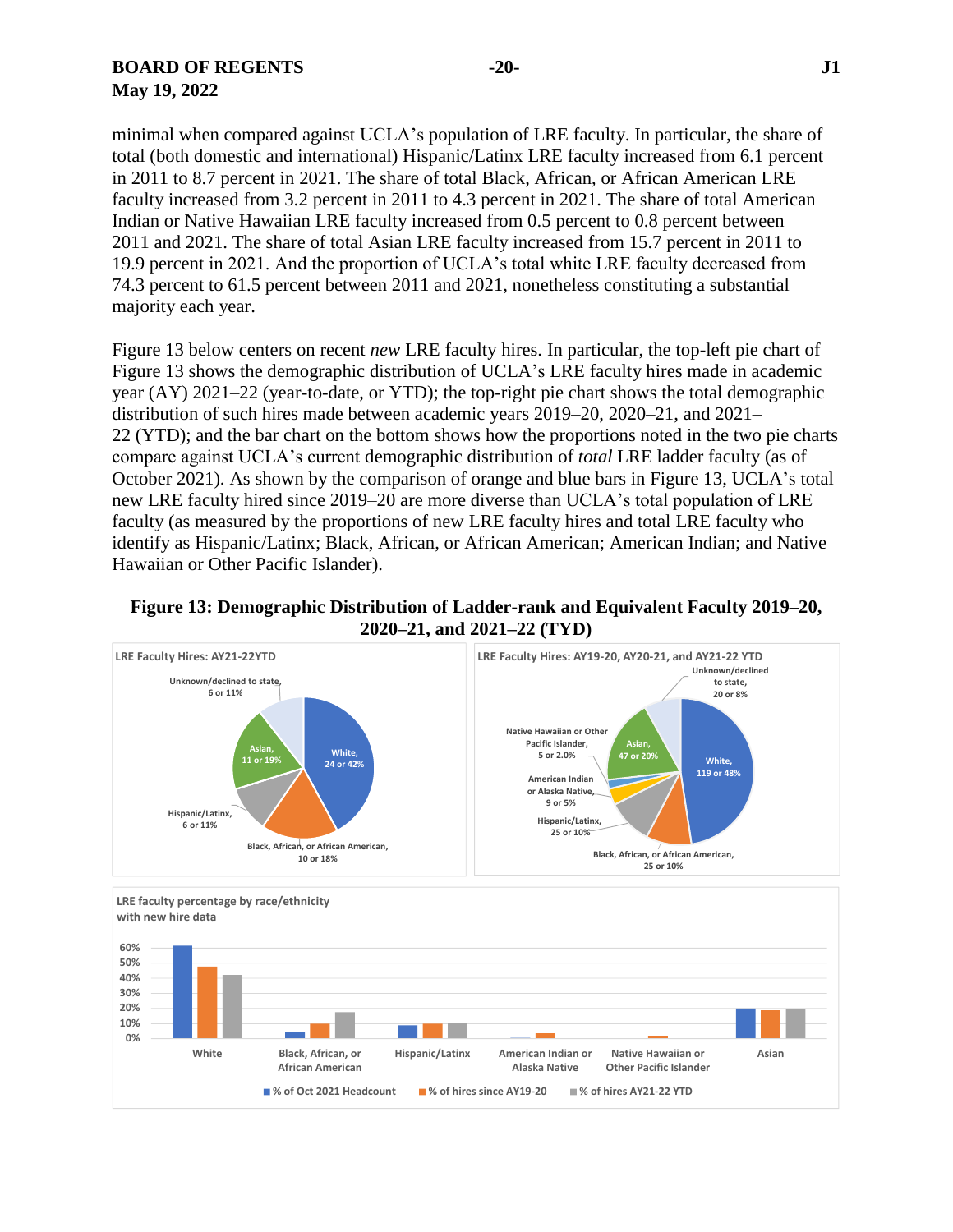minimal when compared against UCLA's population of LRE faculty. In particular, the share of total (both domestic and international) Hispanic/Latinx LRE faculty increased from 6.1 percent in 2011 to 8.7 percent in 2021. The share of total Black, African, or African American LRE faculty increased from 3.2 percent in 2011 to 4.3 percent in 2021. The share of total American Indian or Native Hawaiian LRE faculty increased from 0.5 percent to 0.8 percent between 2011 and 2021. The share of total Asian LRE faculty increased from 15.7 percent in 2011 to 19.9 percent in 2021. And the proportion of UCLA's total white LRE faculty decreased from 74.3 percent to 61.5 percent between 2011 and 2021, nonetheless constituting a substantial majority each year.

Figure 13 below centers on recent *new* LRE faculty hires. In particular, the top-left pie chart of Figure 13 shows the demographic distribution of UCLA's LRE faculty hires made in academic year (AY) 2021–22 (year-to-date, or YTD); the top-right pie chart shows the total demographic distribution of such hires made between academic years 2019–20, 2020–21, and 2021–22 (YTD); and the bar chart on the bottom shows how the proportions noted in the two pie charts compare against UCLA's current demographic distribution of *total* LRE ladder faculty (as of October 2021). As shown by the comparison of orange and blue bars in Figure 13, UCLA's total new LRE faculty hired since 2019–20 are more diverse than UCLA's total population of LRE faculty (as measured by the proportions of new LRE faculty hires and total LRE faculty who identify as Hispanic/Latinx; Black, African, or African American; American Indian; and Native Hawaiian or Other Pacific Islander).

**Figure 13: Demographic Distribution of Ladder-rank and Equivalent Faculty 2019–20, 2020–21, and 2021–22 (TYD)**

LRE Faculty Hires: AY21-22YTD

- White, 24 or 42%
- Black, African, or African American, 10 or 18%
- Hispanic/Latinx, 6 or 11%
- Asian, 11 or 19%
- Unknown/declined to state, 6 or 11%

LRE Faculty Hires: AY19-20, AY20-21, and AY21-22 YTD

- White, 119 or 48%
- Black, African, or African American, 25 or 10%
- Hispanic/Latinx, 25 or 10%
- American Indian or Alaska Native, 9 or 5%
- Native Hawaiian or Other Pacific Islander, 5 or 2.0%
- Asian, 47 or 20%
- Unknown/declined to state, 20 or 8%

LRE faculty percentage by race/ethnicity with new hire data

Categories: White; Black, African, or African American; Hispanic/Latinx; American Indian or Alaska Native; Native Hawaiian or Other Pacific Islander; Asian

Legend: % of Oct 2021 Headcount; % of hires since AY19-20; % of hires AY21-22 YTD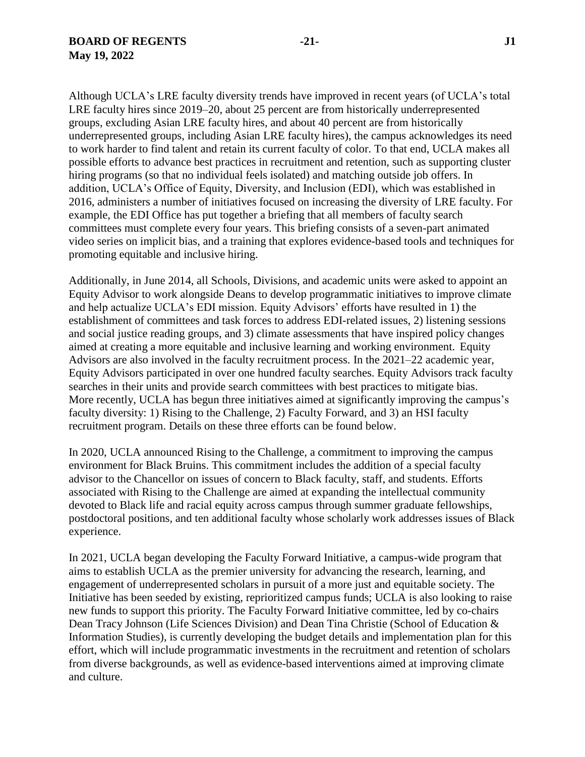Although UCLA's LRE faculty diversity trends have improved in recent years (of UCLA's total LRE faculty hires since 2019–20, about 25 percent are from historically underrepresented groups, excluding Asian LRE faculty hires, and about 40 percent are from historically underrepresented groups, including Asian LRE faculty hires), the campus acknowledges its need to work harder to find talent and retain its current faculty of color. To that end, UCLA makes all possible efforts to advance best practices in recruitment and retention, such as supporting cluster hiring programs (so that no individual feels isolated) and matching outside job offers. In addition, UCLA's Office of Equity, Diversity, and Inclusion (EDI), which was established in 2016, administers a number of initiatives focused on increasing the diversity of LRE faculty. For example, the EDI Office has put together a briefing that all members of faculty search committees must complete every four years. This briefing consists of a seven-part animated video series on implicit bias, and a training that explores evidence-based tools and techniques for promoting equitable and inclusive hiring.

Additionally, in June 2014, all Schools, Divisions, and academic units were asked to appoint an Equity Advisor to work alongside Deans to develop programmatic initiatives to improve climate and help actualize UCLA's EDI mission. Equity Advisors' efforts have resulted in 1) the establishment of committees and task forces to address EDI-related issues, 2) listening sessions and social justice reading groups, and 3) climate assessments that have inspired policy changes aimed at creating a more equitable and inclusive learning and working environment. Equity Advisors are also involved in the faculty recruitment process. In the 2021–22 academic year, Equity Advisors participated in over one hundred faculty searches. Equity Advisors track faculty searches in their units and provide search committees with best practices to mitigate bias. More recently, UCLA has begun three initiatives aimed at significantly improving the campus's faculty diversity: 1) Rising to the Challenge, 2) Faculty Forward, and 3) an HSI faculty recruitment program. Details on these three efforts can be found below.

In 2020, UCLA announced Rising to the Challenge, a commitment to improving the campus environment for Black Bruins. This commitment includes the addition of a special faculty advisor to the Chancellor on issues of concern to Black faculty, staff, and students. Efforts associated with Rising to the Challenge are aimed at expanding the intellectual community devoted to Black life and racial equity across campus through summer graduate fellowships, postdoctoral positions, and ten additional faculty whose scholarly work addresses issues of Black experience.

In 2021, UCLA began developing the Faculty Forward Initiative, a campus-wide program that aims to establish UCLA as the premier university for advancing the research, learning, and engagement of underrepresented scholars in pursuit of a more just and equitable society. The Initiative has been seeded by existing, reprioritized campus funds; UCLA is also looking to raise new funds to support this priority. The Faculty Forward Initiative committee, led by co-chairs Dean Tracy Johnson (Life Sciences Division) and Dean Tina Christie (School of Education & Information Studies), is currently developing the budget details and implementation plan for this effort, which will include programmatic investments in the recruitment and retention of scholars from diverse backgrounds, as well as evidence-based interventions aimed at improving climate and culture.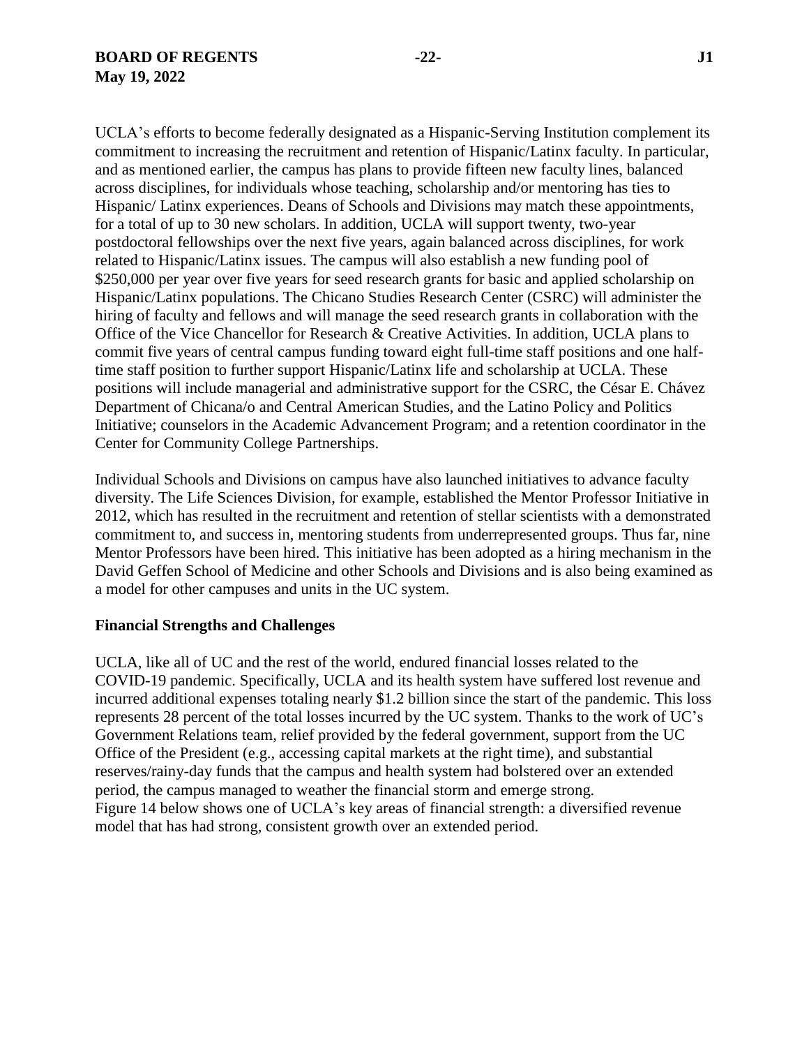UCLA's efforts to become federally designated as a Hispanic-Serving Institution complement its commitment to increasing the recruitment and retention of Hispanic/Latinx faculty. In particular, and as mentioned earlier, the campus has plans to provide fifteen new faculty lines, balanced across disciplines, for individuals whose teaching, scholarship and/or mentoring has ties to Hispanic/ Latinx experiences. Deans of Schools and Divisions may match these appointments, for a total of up to 30 new scholars. In addition, UCLA will support twenty, two-year postdoctoral fellowships over the next five years, again balanced across disciplines, for work related to Hispanic/Latinx issues. The campus will also establish a new funding pool of $250,000 per year over five years for seed research grants for basic and applied scholarship on Hispanic/Latinx populations. The Chicano Studies Research Center (CSRC) will administer the hiring of faculty and fellows and will manage the seed research grants in collaboration with the Office of the Vice Chancellor for Research & Creative Activities. In addition, UCLA plans to commit five years of central campus funding toward eight full-time staff positions and one half-time staff position to further support Hispanic/Latinx life and scholarship at UCLA. These positions will include managerial and administrative support for the CSRC, the César E. Chávez Department of Chicana/o and Central American Studies, and the Latino Policy and Politics Initiative; counselors in the Academic Advancement Program; and a retention coordinator in the Center for Community College Partnerships.

Individual Schools and Divisions on campus have also launched initiatives to advance faculty diversity. The Life Sciences Division, for example, established the Mentor Professor Initiative in 2012, which has resulted in the recruitment and retention of stellar scientists with a demonstrated commitment to, and success in, mentoring students from underrepresented groups. Thus far, nine Mentor Professors have been hired. This initiative has been adopted as a hiring mechanism in the David Geffen School of Medicine and other Schools and Divisions and is also being examined as a model for other campuses and units in the UC system.

**Financial Strengths and Challenges**

UCLA, like all of UC and the rest of the world, endured financial losses related to the COVID-19 pandemic. Specifically, UCLA and its health system have suffered lost revenue and incurred additional expenses totaling nearly $1.2 billion since the start of the pandemic. This loss represents 28 percent of the total losses incurred by the UC system. Thanks to the work of UC's Government Relations team, relief provided by the federal government, support from the UC Office of the President (e.g., accessing capital markets at the right time), and substantial reserves/rainy-day funds that the campus and health system had bolstered over an extended period, the campus managed to weather the financial storm and emerge strong.
Figure 14 below shows one of UCLA's key areas of financial strength: a diversified revenue model that has had strong, consistent growth over an extended period.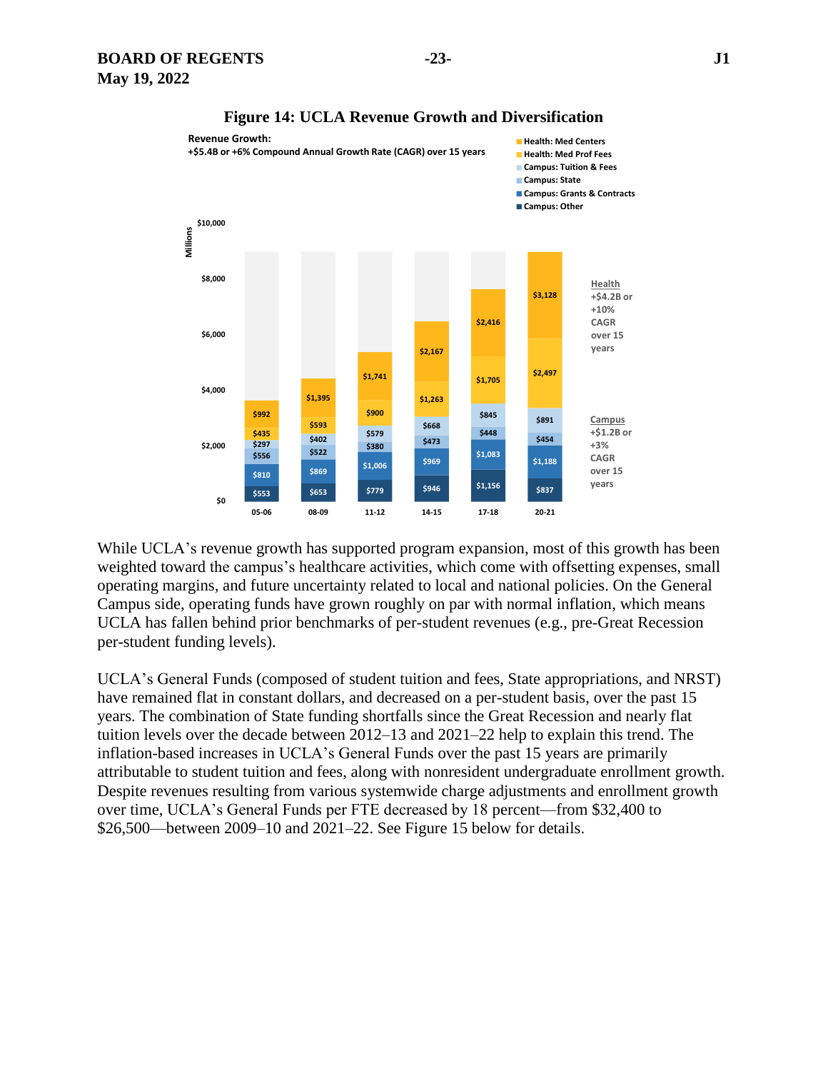**Figure 14: UCLA Revenue Growth and Diversification**

**Revenue Growth:**
**+$5.4B or +6% Compound Annual Growth Rate (CAGR) over 15 years**

Millions

| | 05-06 | 08-09 | 11-12 | 14-15 | 17-18 | 20-21 |
|---|---|---|---|---|---|---|
| Health: Med Centers | $992 | $1,395 | $1,741 | $2,167 | $2,416 | $3,128 |
| Health: Med Prof Fees | $435 | $593 | $900 | $1,263 | $1,705 | $2,497 |
| Campus: Tuition & Fees | $297 | $402 | $579 | $668 | $845 | $891 |
| Campus: State | $556 | $522 | $380 | $473 | $448 | $454 |
| Campus: Grants & Contracts | $810 | $869 | $1,006 | $969 | $1,083 | $1,188 |
| Campus: Other | $553 | $653 | $779 | $946 | $1,156 | $837 |

Health +$4.2B or +10% CAGR over 15 years

Campus +$1.2B or +3% CAGR over 15 years

While UCLA's revenue growth has supported program expansion, most of this growth has been weighted toward the campus's healthcare activities, which come with offsetting expenses, small operating margins, and future uncertainty related to local and national policies. On the General Campus side, operating funds have grown roughly on par with normal inflation, which means UCLA has fallen behind prior benchmarks of per-student revenues (e.g., pre-Great Recession per-student funding levels).

UCLA's General Funds (composed of student tuition and fees, State appropriations, and NRST) have remained flat in constant dollars, and decreased on a per-student basis, over the past 15 years. The combination of State funding shortfalls since the Great Recession and nearly flat tuition levels over the decade between 2012–13 and 2021–22 help to explain this trend. The inflation-based increases in UCLA's General Funds over the past 15 years are primarily attributable to student tuition and fees, along with nonresident undergraduate enrollment growth. Despite revenues resulting from various systemwide charge adjustments and enrollment growth over time, UCLA's General Funds per FTE decreased by 18 percent—from $32,400 to $26,500—between 2009–10 and 2021–22. See Figure 15 below for details.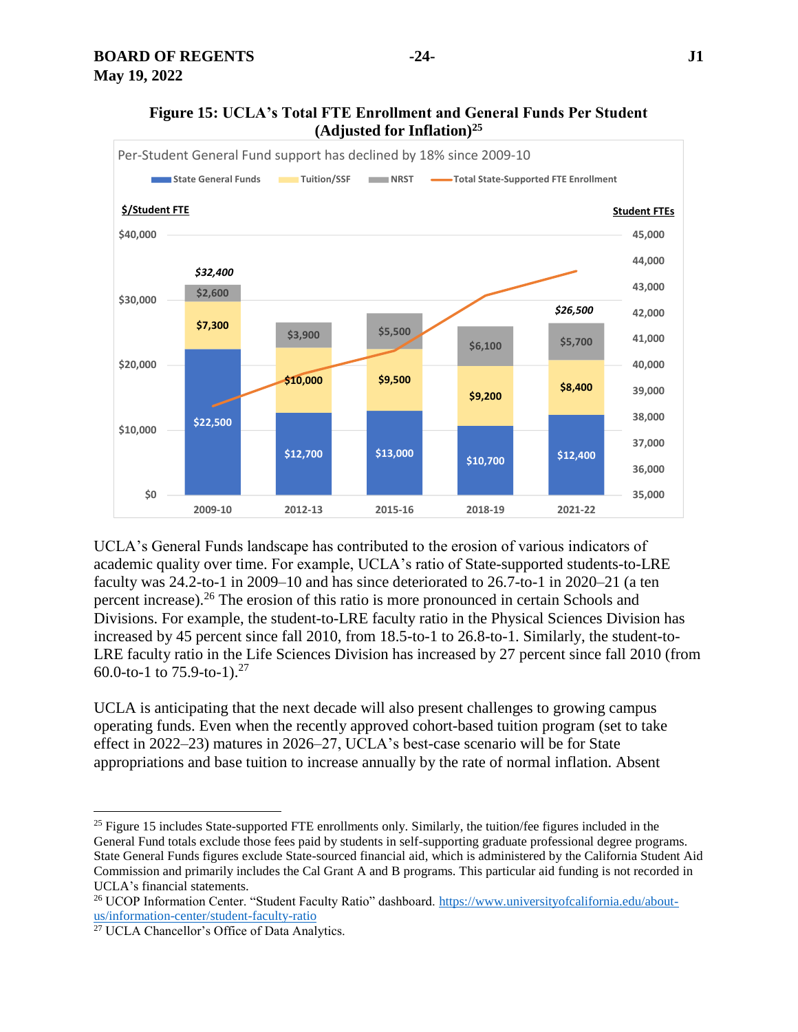**Figure 15: UCLA's Total FTE Enrollment and General Funds Per Student (Adjusted for Inflation)[25]**

Per-Student General Fund support has declined by 18% since 2009-10

| $/Student FTE | 2009-10 | 2012-13 | 2015-16 | 2018-19 | 2021-22 |
|---|---|---|---|---|---|
| State General Funds | $22,500 | $12,700 | $13,000 | $10,700 | $12,400 |
| Tuition/SSF | $7,300 | $10,000 | $9,500 | $9,200 | $8,400 |
| NRST | $2,600 | $3,900 | $5,500 | $6,100 | $5,700 |
| Total | $32,400 | | | | $26,500 |

UCLA's General Funds landscape has contributed to the erosion of various indicators of academic quality over time. For example, UCLA's ratio of State-supported students-to-LRE faculty was 24.2-to-1 in 2009–10 and has since deteriorated to 26.7-to-1 in 2020–21 (a ten percent increase).[26] The erosion of this ratio is more pronounced in certain Schools and Divisions. For example, the student-to-LRE faculty ratio in the Physical Sciences Division has increased by 45 percent since fall 2010, from 18.5-to-1 to 26.8-to-1. Similarly, the student-to-LRE faculty ratio in the Life Sciences Division has increased by 27 percent since fall 2010 (from 60.0-to-1 to 75.9-to-1).[27]

UCLA is anticipating that the next decade will also present challenges to growing campus operating funds. Even when the recently approved cohort-based tuition program (set to take effect in 2022–23) matures in 2026–27, UCLA's best-case scenario will be for State appropriations and base tuition to increase annually by the rate of normal inflation. Absent

---

[25] Figure 15 includes State-supported FTE enrollments only. Similarly, the tuition/fee figures included in the General Fund totals exclude those fees paid by students in self-supporting graduate professional degree programs. State General Funds figures exclude State-sourced financial aid, which is administered by the California Student Aid Commission and primarily includes the Cal Grant A and B programs. This particular aid funding is not recorded in UCLA's financial statements.

[26] UCOP Information Center. "Student Faculty Ratio" dashboard. https://www.universityofcalifornia.edu/about-us/information-center/student-faculty-ratio

[27] UCLA Chancellor's Office of Data Analytics.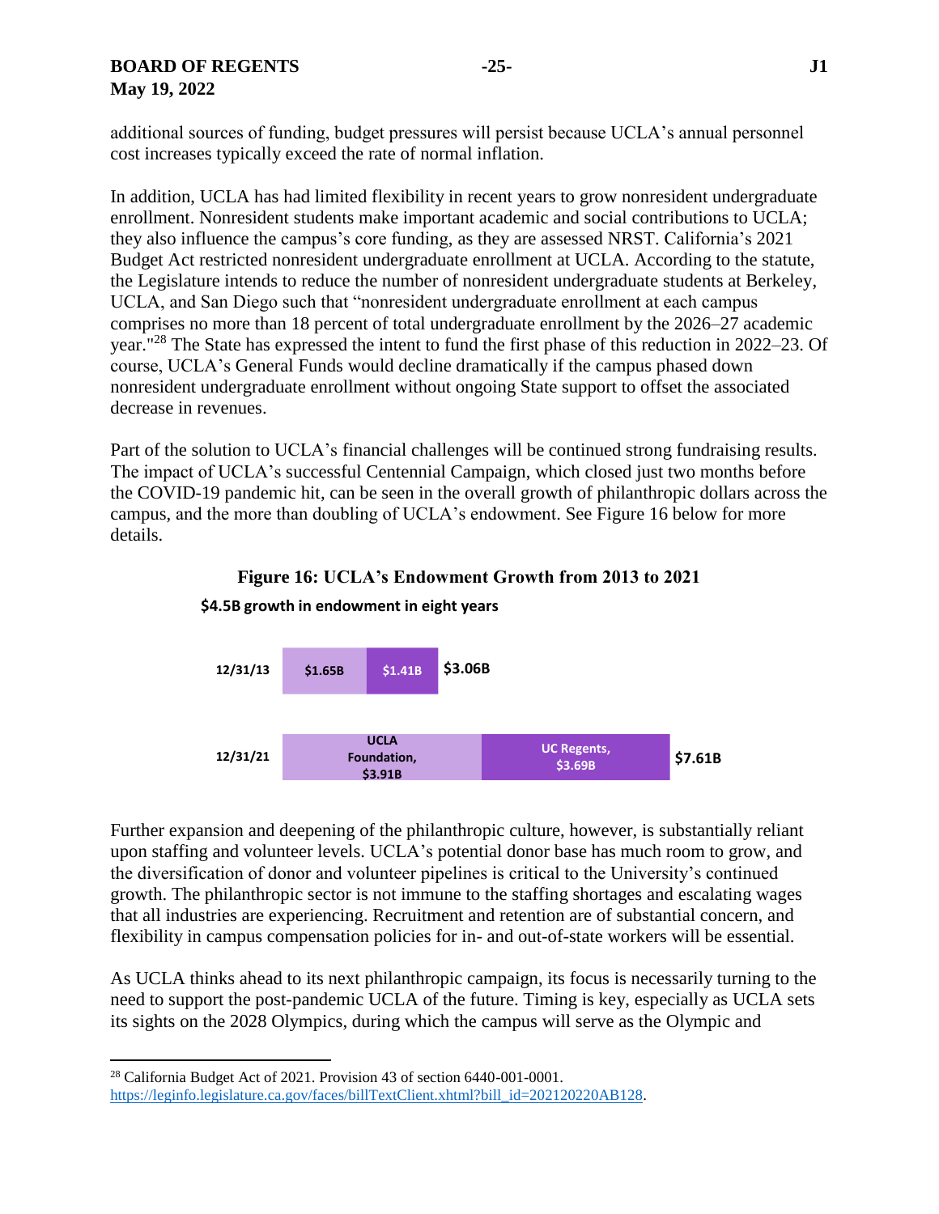additional sources of funding, budget pressures will persist because UCLA's annual personnel cost increases typically exceed the rate of normal inflation.

In addition, UCLA has had limited flexibility in recent years to grow nonresident undergraduate enrollment. Nonresident students make important academic and social contributions to UCLA; they also influence the campus's core funding, as they are assessed NRST. California's 2021 Budget Act restricted nonresident undergraduate enrollment at UCLA. According to the statute, the Legislature intends to reduce the number of nonresident undergraduate students at Berkeley, UCLA, and San Diego such that "nonresident undergraduate enrollment at each campus comprises no more than 18 percent of total undergraduate enrollment by the 2026–27 academic year."[28] The State has expressed the intent to fund the first phase of this reduction in 2022–23. Of course, UCLA's General Funds would decline dramatically if the campus phased down nonresident undergraduate enrollment without ongoing State support to offset the associated decrease in revenues.

Part of the solution to UCLA's financial challenges will be continued strong fundraising results. The impact of UCLA's successful Centennial Campaign, which closed just two months before the COVID-19 pandemic hit, can be seen in the overall growth of philanthropic dollars across the campus, and the more than doubling of UCLA's endowment. See Figure 16 below for more details.

**Figure 16: UCLA's Endowment Growth from 2013 to 2021**

**$4.5B growth in endowment in eight years**

| Date | UCLA Foundation | UC Regents | Total |
|---|---|---|---|
| 12/31/13 | $1.65B | $1.41B | $3.06B |
| 12/31/21 | $3.91B | $3.69B | $7.61B |

Further expansion and deepening of the philanthropic culture, however, is substantially reliant upon staffing and volunteer levels. UCLA's potential donor base has much room to grow, and the diversification of donor and volunteer pipelines is critical to the University's continued growth. The philanthropic sector is not immune to the staffing shortages and escalating wages that all industries are experiencing. Recruitment and retention are of substantial concern, and flexibility in campus compensation policies for in- and out-of-state workers will be essential.

As UCLA thinks ahead to its next philanthropic campaign, its focus is necessarily turning to the need to support the post-pandemic UCLA of the future. Timing is key, especially as UCLA sets its sights on the 2028 Olympics, during which the campus will serve as the Olympic and

---

[28] California Budget Act of 2021. Provision 43 of section 6440-001-0001. https://leginfo.legislature.ca.gov/faces/billTextClient.xhtml?bill_id=202120220AB128.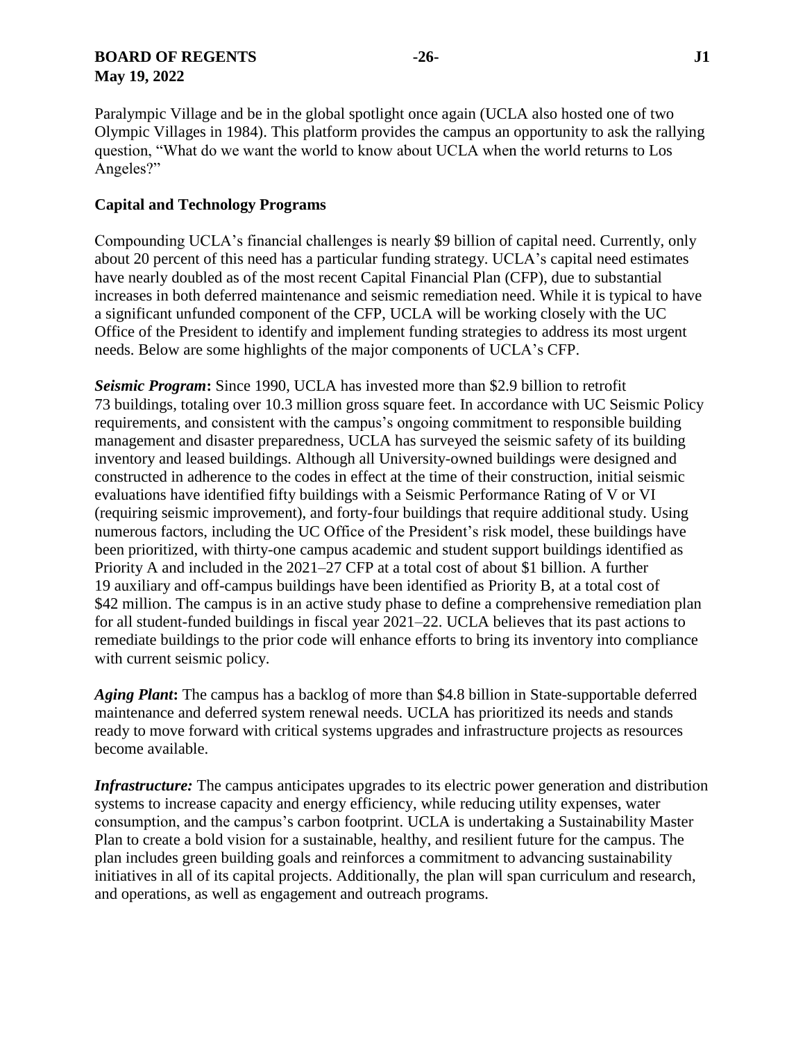Paralympic Village and be in the global spotlight once again (UCLA also hosted one of two Olympic Villages in 1984). This platform provides the campus an opportunity to ask the rallying question, "What do we want the world to know about UCLA when the world returns to Los Angeles?"

## Capital and Technology Programs

Compounding UCLA's financial challenges is nearly $9 billion of capital need. Currently, only about 20 percent of this need has a particular funding strategy. UCLA's capital need estimates have nearly doubled as of the most recent Capital Financial Plan (CFP), due to substantial increases in both deferred maintenance and seismic remediation need. While it is typical to have a significant unfunded component of the CFP, UCLA will be working closely with the UC Office of the President to identify and implement funding strategies to address its most urgent needs. Below are some highlights of the major components of UCLA's CFP.

***Seismic Program*:** Since 1990, UCLA has invested more than $2.9 billion to retrofit 73 buildings, totaling over 10.3 million gross square feet. In accordance with UC Seismic Policy requirements, and consistent with the campus's ongoing commitment to responsible building management and disaster preparedness, UCLA has surveyed the seismic safety of its building inventory and leased buildings. Although all University-owned buildings were designed and constructed in adherence to the codes in effect at the time of their construction, initial seismic evaluations have identified fifty buildings with a Seismic Performance Rating of V or VI (requiring seismic improvement), and forty-four buildings that require additional study. Using numerous factors, including the UC Office of the President's risk model, these buildings have been prioritized, with thirty-one campus academic and student support buildings identified as Priority A and included in the 2021–27 CFP at a total cost of about $1 billion. A further 19 auxiliary and off-campus buildings have been identified as Priority B, at a total cost of $42 million. The campus is in an active study phase to define a comprehensive remediation plan for all student-funded buildings in fiscal year 2021–22. UCLA believes that its past actions to remediate buildings to the prior code will enhance efforts to bring its inventory into compliance with current seismic policy.

***Aging Plant*:** The campus has a backlog of more than $4.8 billion in State-supportable deferred maintenance and deferred system renewal needs. UCLA has prioritized its needs and stands ready to move forward with critical systems upgrades and infrastructure projects as resources become available.

***Infrastructure:*** The campus anticipates upgrades to its electric power generation and distribution systems to increase capacity and energy efficiency, while reducing utility expenses, water consumption, and the campus's carbon footprint. UCLA is undertaking a Sustainability Master Plan to create a bold vision for a sustainable, healthy, and resilient future for the campus. The plan includes green building goals and reinforces a commitment to advancing sustainability initiatives in all of its capital projects. Additionally, the plan will span curriculum and research, and operations, as well as engagement and outreach programs.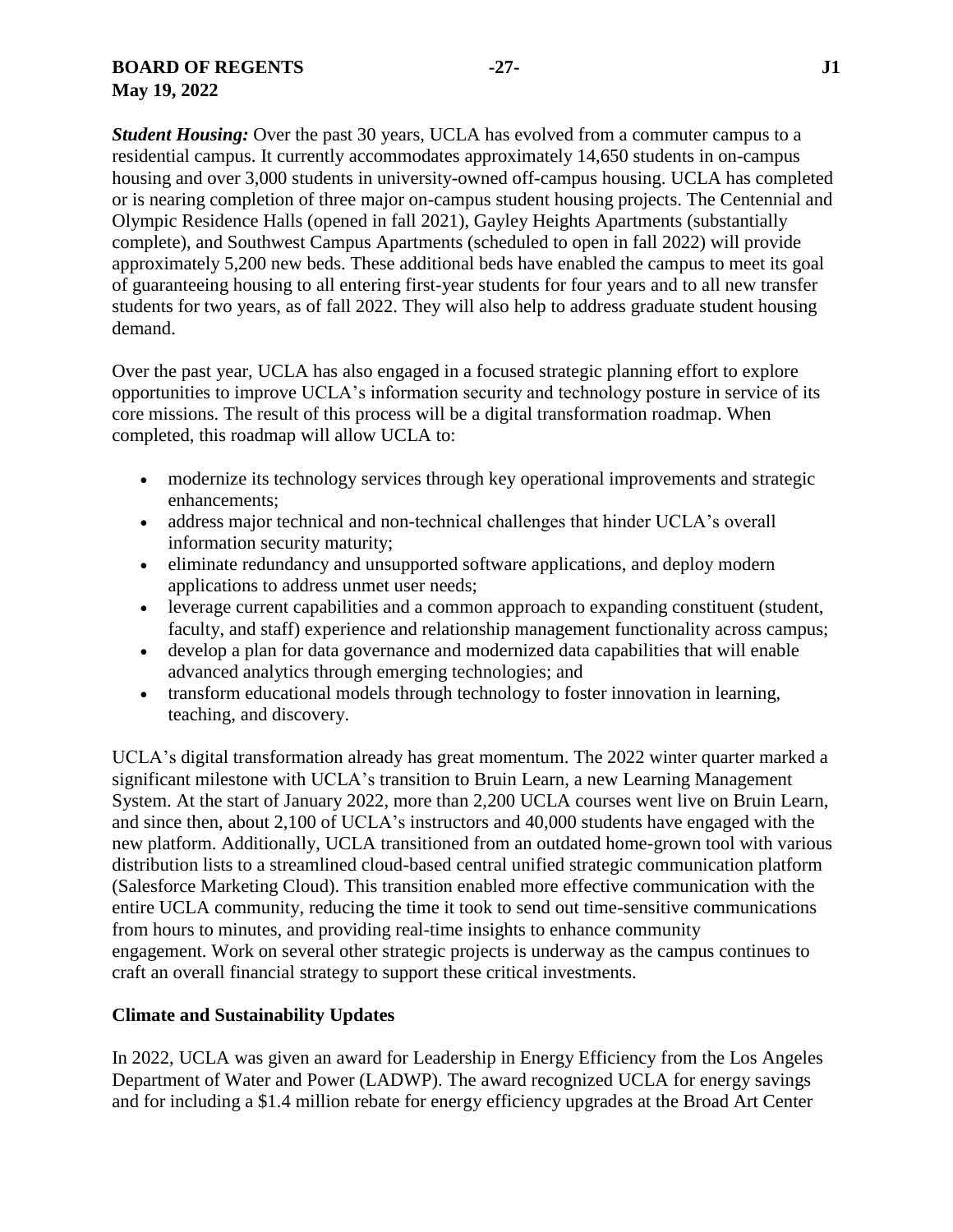***Student Housing:*** Over the past 30 years, UCLA has evolved from a commuter campus to a residential campus. It currently accommodates approximately 14,650 students in on-campus housing and over 3,000 students in university-owned off-campus housing. UCLA has completed or is nearing completion of three major on-campus student housing projects. The Centennial and Olympic Residence Halls (opened in fall 2021), Gayley Heights Apartments (substantially complete), and Southwest Campus Apartments (scheduled to open in fall 2022) will provide approximately 5,200 new beds. These additional beds have enabled the campus to meet its goal of guaranteeing housing to all entering first-year students for four years and to all new transfer students for two years, as of fall 2022. They will also help to address graduate student housing demand.

Over the past year, UCLA has also engaged in a focused strategic planning effort to explore opportunities to improve UCLA's information security and technology posture in service of its core missions. The result of this process will be a digital transformation roadmap. When completed, this roadmap will allow UCLA to:

- modernize its technology services through key operational improvements and strategic enhancements;
- address major technical and non-technical challenges that hinder UCLA's overall information security maturity;
- eliminate redundancy and unsupported software applications, and deploy modern applications to address unmet user needs;
- leverage current capabilities and a common approach to expanding constituent (student, faculty, and staff) experience and relationship management functionality across campus;
- develop a plan for data governance and modernized data capabilities that will enable advanced analytics through emerging technologies; and
- transform educational models through technology to foster innovation in learning, teaching, and discovery.

UCLA's digital transformation already has great momentum. The 2022 winter quarter marked a significant milestone with UCLA's transition to Bruin Learn, a new Learning Management System. At the start of January 2022, more than 2,200 UCLA courses went live on Bruin Learn, and since then, about 2,100 of UCLA's instructors and 40,000 students have engaged with the new platform. Additionally, UCLA transitioned from an outdated home-grown tool with various distribution lists to a streamlined cloud-based central unified strategic communication platform (Salesforce Marketing Cloud). This transition enabled more effective communication with the entire UCLA community, reducing the time it took to send out time-sensitive communications from hours to minutes, and providing real-time insights to enhance community engagement. Work on several other strategic projects is underway as the campus continues to craft an overall financial strategy to support these critical investments.

**Climate and Sustainability Updates**

In 2022, UCLA was given an award for Leadership in Energy Efficiency from the Los Angeles Department of Water and Power (LADWP). The award recognized UCLA for energy savings and for including a $1.4 million rebate for energy efficiency upgrades at the Broad Art Center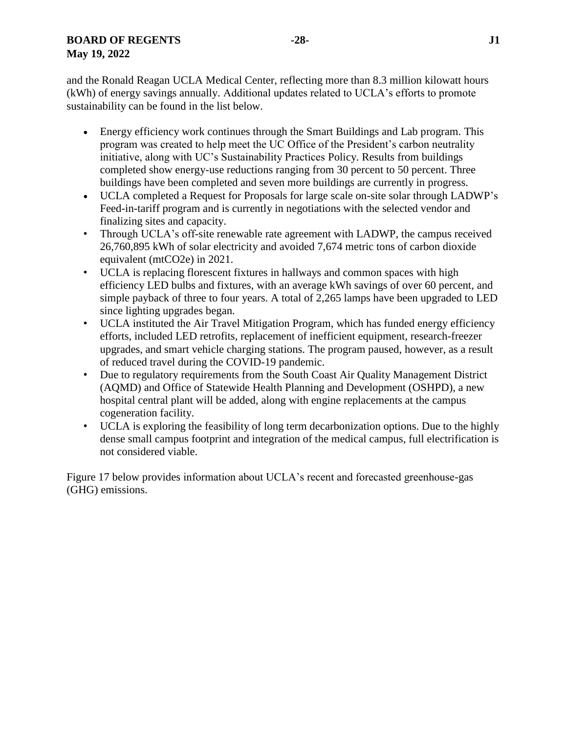and the Ronald Reagan UCLA Medical Center, reflecting more than 8.3 million kilowatt hours (kWh) of energy savings annually. Additional updates related to UCLA's efforts to promote sustainability can be found in the list below.

- Energy efficiency work continues through the Smart Buildings and Lab program. This program was created to help meet the UC Office of the President's carbon neutrality initiative, along with UC's Sustainability Practices Policy. Results from buildings completed show energy-use reductions ranging from 30 percent to 50 percent. Three buildings have been completed and seven more buildings are currently in progress.
- UCLA completed a Request for Proposals for large scale on-site solar through LADWP's Feed-in-tariff program and is currently in negotiations with the selected vendor and finalizing sites and capacity.
- Through UCLA's off-site renewable rate agreement with LADWP, the campus received 26,760,895 kWh of solar electricity and avoided 7,674 metric tons of carbon dioxide equivalent (mtCO2e) in 2021.
- UCLA is replacing florescent fixtures in hallways and common spaces with high efficiency LED bulbs and fixtures, with an average kWh savings of over 60 percent, and simple payback of three to four years. A total of 2,265 lamps have been upgraded to LED since lighting upgrades began.
- UCLA instituted the Air Travel Mitigation Program, which has funded energy efficiency efforts, included LED retrofits, replacement of inefficient equipment, research-freezer upgrades, and smart vehicle charging stations. The program paused, however, as a result of reduced travel during the COVID-19 pandemic.
- Due to regulatory requirements from the South Coast Air Quality Management District (AQMD) and Office of Statewide Health Planning and Development (OSHPD), a new hospital central plant will be added, along with engine replacements at the campus cogeneration facility.
- UCLA is exploring the feasibility of long term decarbonization options. Due to the highly dense small campus footprint and integration of the medical campus, full electrification is not considered viable.

Figure 17 below provides information about UCLA's recent and forecasted greenhouse-gas (GHG) emissions.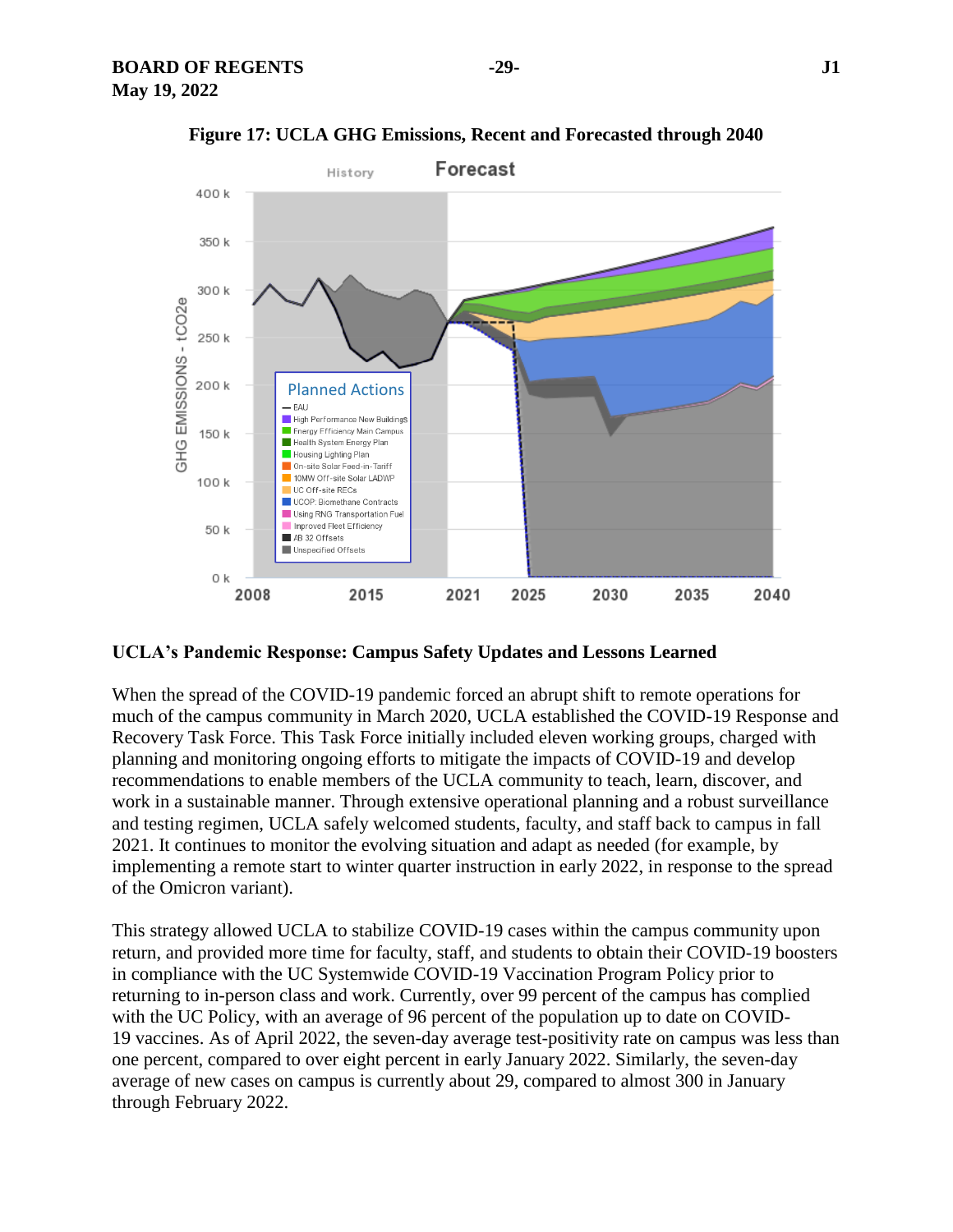**Figure 17: UCLA GHG Emissions, Recent and Forecasted through 2040**

## UCLA's Pandemic Response: Campus Safety Updates and Lessons Learned

When the spread of the COVID-19 pandemic forced an abrupt shift to remote operations for much of the campus community in March 2020, UCLA established the COVID-19 Response and Recovery Task Force. This Task Force initially included eleven working groups, charged with planning and monitoring ongoing efforts to mitigate the impacts of COVID-19 and develop recommendations to enable members of the UCLA community to teach, learn, discover, and work in a sustainable manner. Through extensive operational planning and a robust surveillance and testing regimen, UCLA safely welcomed students, faculty, and staff back to campus in fall 2021. It continues to monitor the evolving situation and adapt as needed (for example, by implementing a remote start to winter quarter instruction in early 2022, in response to the spread of the Omicron variant).

This strategy allowed UCLA to stabilize COVID-19 cases within the campus community upon return, and provided more time for faculty, staff, and students to obtain their COVID-19 boosters in compliance with the UC Systemwide COVID-19 Vaccination Program Policy prior to returning to in-person class and work. Currently, over 99 percent of the campus has complied with the UC Policy, with an average of 96 percent of the population up to date on COVID-19 vaccines. As of April 2022, the seven-day average test-positivity rate on campus was less than one percent, compared to over eight percent in early January 2022. Similarly, the seven-day average of new cases on campus is currently about 29, compared to almost 300 in January through February 2022.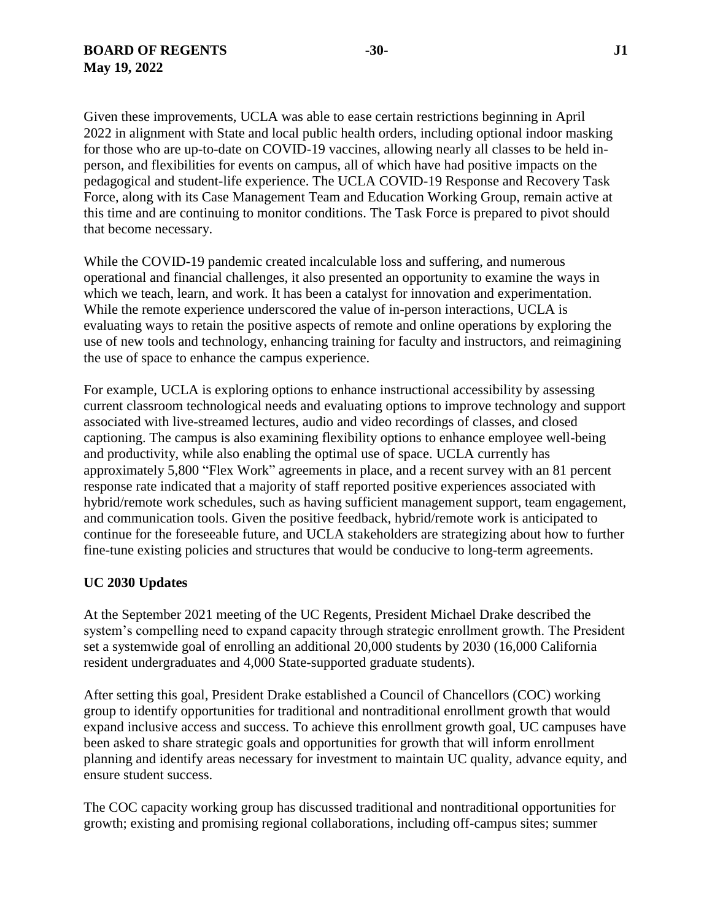Given these improvements, UCLA was able to ease certain restrictions beginning in April 2022 in alignment with State and local public health orders, including optional indoor masking for those who are up-to-date on COVID-19 vaccines, allowing nearly all classes to be held in-person, and flexibilities for events on campus, all of which have had positive impacts on the pedagogical and student-life experience. The UCLA COVID-19 Response and Recovery Task Force, along with its Case Management Team and Education Working Group, remain active at this time and are continuing to monitor conditions. The Task Force is prepared to pivot should that become necessary.

While the COVID-19 pandemic created incalculable loss and suffering, and numerous operational and financial challenges, it also presented an opportunity to examine the ways in which we teach, learn, and work. It has been a catalyst for innovation and experimentation. While the remote experience underscored the value of in-person interactions, UCLA is evaluating ways to retain the positive aspects of remote and online operations by exploring the use of new tools and technology, enhancing training for faculty and instructors, and reimagining the use of space to enhance the campus experience.

For example, UCLA is exploring options to enhance instructional accessibility by assessing current classroom technological needs and evaluating options to improve technology and support associated with live-streamed lectures, audio and video recordings of classes, and closed captioning. The campus is also examining flexibility options to enhance employee well-being and productivity, while also enabling the optimal use of space. UCLA currently has approximately 5,800 "Flex Work" agreements in place, and a recent survey with an 81 percent response rate indicated that a majority of staff reported positive experiences associated with hybrid/remote work schedules, such as having sufficient management support, team engagement, and communication tools. Given the positive feedback, hybrid/remote work is anticipated to continue for the foreseeable future, and UCLA stakeholders are strategizing about how to further fine-tune existing policies and structures that would be conducive to long-term agreements.

**UC 2030 Updates**

At the September 2021 meeting of the UC Regents, President Michael Drake described the system's compelling need to expand capacity through strategic enrollment growth. The President set a systemwide goal of enrolling an additional 20,000 students by 2030 (16,000 California resident undergraduates and 4,000 State-supported graduate students).

After setting this goal, President Drake established a Council of Chancellors (COC) working group to identify opportunities for traditional and nontraditional enrollment growth that would expand inclusive access and success. To achieve this enrollment growth goal, UC campuses have been asked to share strategic goals and opportunities for growth that will inform enrollment planning and identify areas necessary for investment to maintain UC quality, advance equity, and ensure student success.

The COC capacity working group has discussed traditional and nontraditional opportunities for growth; existing and promising regional collaborations, including off-campus sites; summer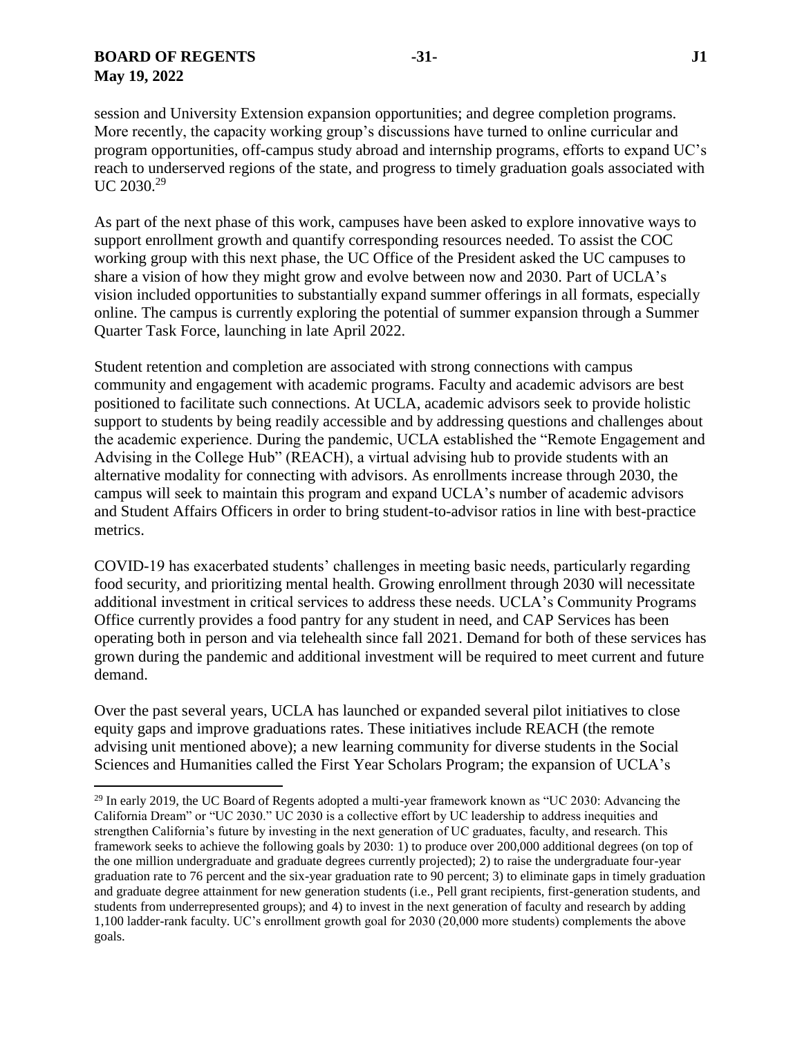session and University Extension expansion opportunities; and degree completion programs. More recently, the capacity working group's discussions have turned to online curricular and program opportunities, off-campus study abroad and internship programs, efforts to expand UC's reach to underserved regions of the state, and progress to timely graduation goals associated with UC 2030.[29]

As part of the next phase of this work, campuses have been asked to explore innovative ways to support enrollment growth and quantify corresponding resources needed. To assist the COC working group with this next phase, the UC Office of the President asked the UC campuses to share a vision of how they might grow and evolve between now and 2030. Part of UCLA's vision included opportunities to substantially expand summer offerings in all formats, especially online. The campus is currently exploring the potential of summer expansion through a Summer Quarter Task Force, launching in late April 2022.

Student retention and completion are associated with strong connections with campus community and engagement with academic programs. Faculty and academic advisors are best positioned to facilitate such connections. At UCLA, academic advisors seek to provide holistic support to students by being readily accessible and by addressing questions and challenges about the academic experience. During the pandemic, UCLA established the "Remote Engagement and Advising in the College Hub" (REACH), a virtual advising hub to provide students with an alternative modality for connecting with advisors. As enrollments increase through 2030, the campus will seek to maintain this program and expand UCLA's number of academic advisors and Student Affairs Officers in order to bring student-to-advisor ratios in line with best-practice metrics.

COVID-19 has exacerbated students' challenges in meeting basic needs, particularly regarding food security, and prioritizing mental health. Growing enrollment through 2030 will necessitate additional investment in critical services to address these needs. UCLA's Community Programs Office currently provides a food pantry for any student in need, and CAP Services has been operating both in person and via telehealth since fall 2021. Demand for both of these services has grown during the pandemic and additional investment will be required to meet current and future demand.

Over the past several years, UCLA has launched or expanded several pilot initiatives to close equity gaps and improve graduations rates. These initiatives include REACH (the remote advising unit mentioned above); a new learning community for diverse students in the Social Sciences and Humanities called the First Year Scholars Program; the expansion of UCLA's

---

[29] In early 2019, the UC Board of Regents adopted a multi-year framework known as "UC 2030: Advancing the California Dream" or "UC 2030." UC 2030 is a collective effort by UC leadership to address inequities and strengthen California's future by investing in the next generation of UC graduates, faculty, and research. This framework seeks to achieve the following goals by 2030: 1) to produce over 200,000 additional degrees (on top of the one million undergraduate and graduate degrees currently projected); 2) to raise the undergraduate four-year graduation rate to 76 percent and the six-year graduation rate to 90 percent; 3) to eliminate gaps in timely graduation and graduate degree attainment for new generation students (i.e., Pell grant recipients, first-generation students, and students from underrepresented groups); and 4) to invest in the next generation of faculty and research by adding 1,100 ladder-rank faculty. UC's enrollment growth goal for 2030 (20,000 more students) complements the above goals.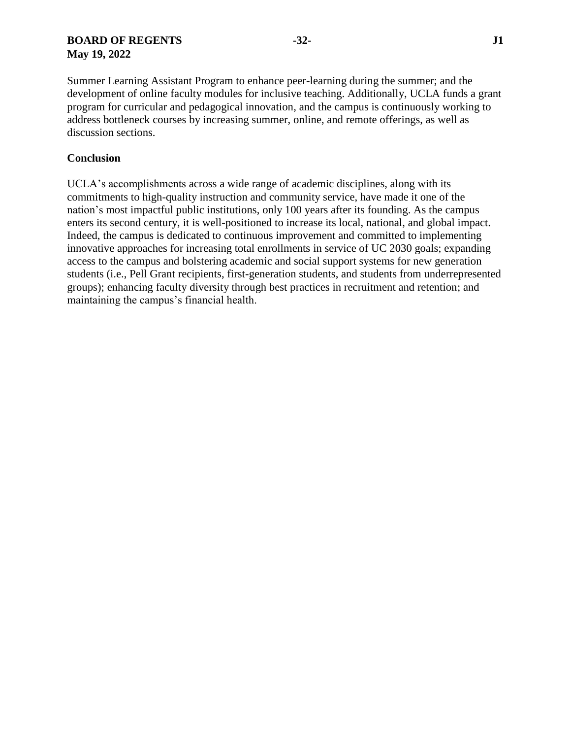Summer Learning Assistant Program to enhance peer-learning during the summer; and the development of online faculty modules for inclusive teaching. Additionally, UCLA funds a grant program for curricular and pedagogical innovation, and the campus is continuously working to address bottleneck courses by increasing summer, online, and remote offerings, as well as discussion sections.

**Conclusion**

UCLA's accomplishments across a wide range of academic disciplines, along with its commitments to high-quality instruction and community service, have made it one of the nation's most impactful public institutions, only 100 years after its founding. As the campus enters its second century, it is well-positioned to increase its local, national, and global impact. Indeed, the campus is dedicated to continuous improvement and committed to implementing innovative approaches for increasing total enrollments in service of UC 2030 goals; expanding access to the campus and bolstering academic and social support systems for new generation students (i.e., Pell Grant recipients, first-generation students, and students from underrepresented groups); enhancing faculty diversity through best practices in recruitment and retention; and maintaining the campus's financial health.